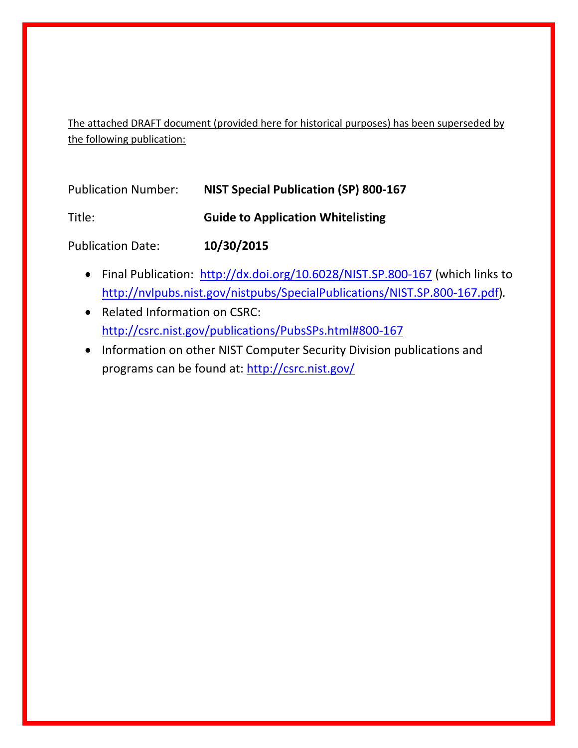The attached DRAFT document (provided here for historical purposes) has been superseded by the following publication:

Publication Number: **NIST Special Publication (SP) 800-167**

Title: **Guide to Application Whitelisting**

Publication Date: **10/30/2015**

- Final Publication: http://dx.doi.org/10.6028/NIST.SP.800-167 (which links to http://nvlpubs.nist.gov/nistpubs/SpecialPublications/NIST.SP.800-167.pdf).
- Related Information on CSRC: http://csrc.nist.gov/publications/PubsSPs.html#800-167
- Information on other NIST Computer Security Division publications and programs can be found at: http://csrc.nist.gov/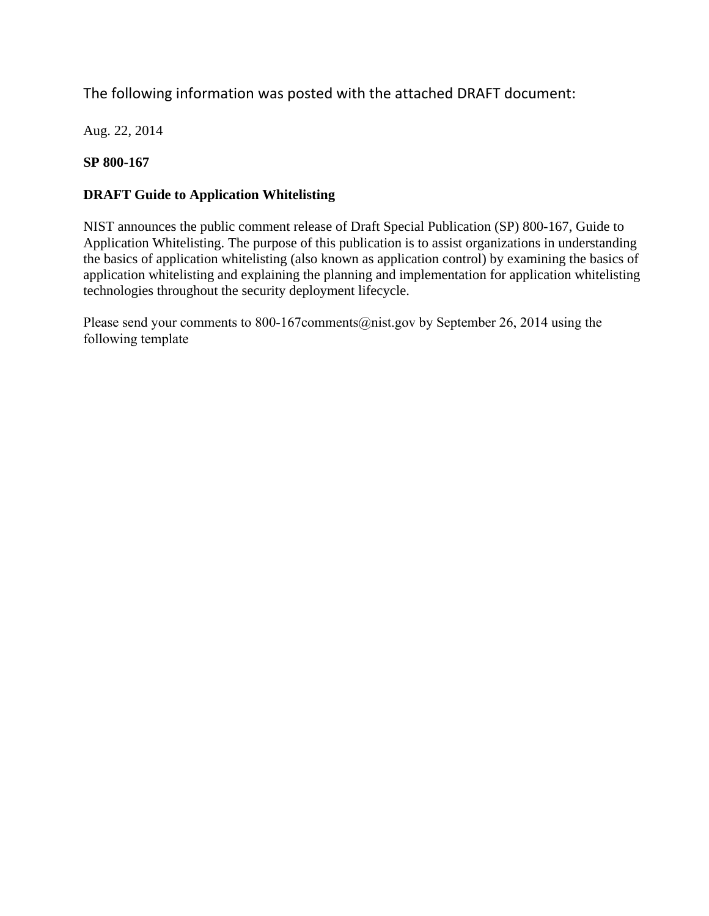The following information was posted with the attached DRAFT document:

Aug. 22, 2014

**SP 800-167**

**DRAFT Guide to Application Whitelisting**

NIST announces the public comment release of Draft Special Publication (SP) 800-167, Guide to Application Whitelisting. The purpose of this publication is to assist organizations in understanding the basics of application whitelisting (also known as application control) by examining the basics of application whitelisting and explaining the planning and implementation for application whitelisting technologies throughout the security deployment lifecycle.

Please send your comments to 800-167comments@nist.gov by September 26, 2014 using the following template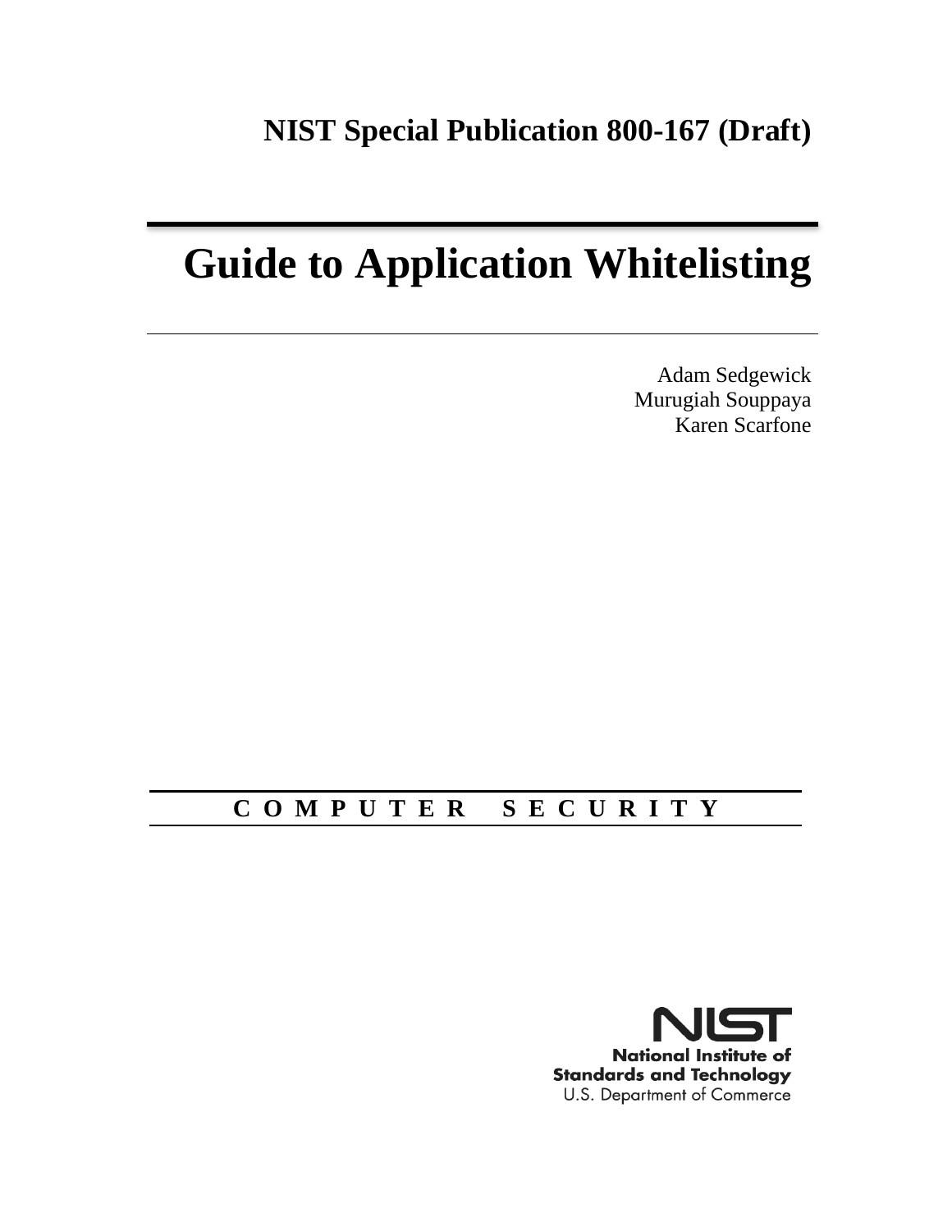**NIST Special Publication 800-167 (Draft)**

# Guide to Application Whitelisting

Adam Sedgewick
Murugiah Souppaya
Karen Scarfone

C O M P U T E R   S E C U R I T Y

**National Institute of Standards and Technology**
U.S. Department of Commerce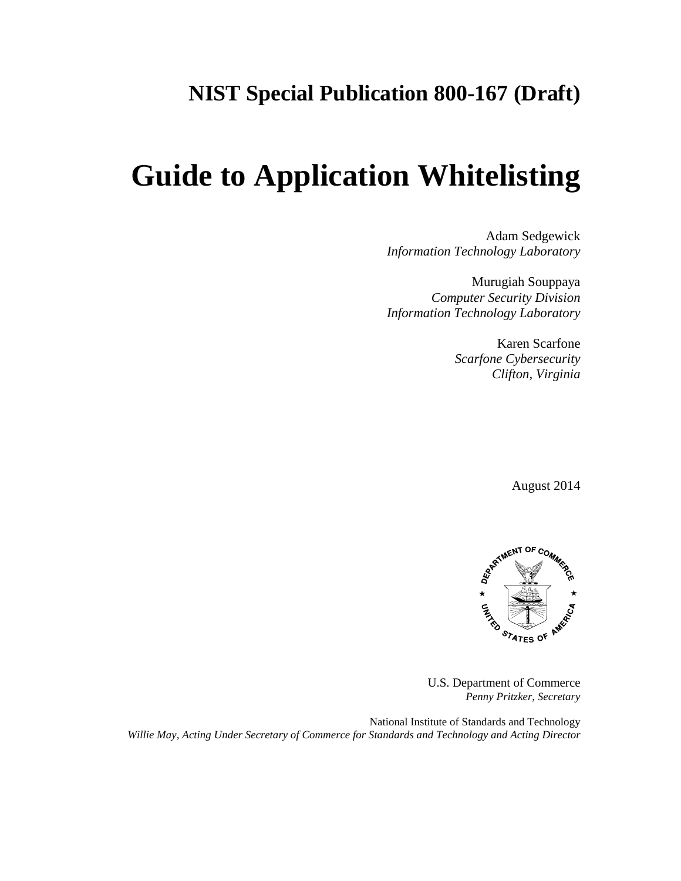# NIST Special Publication 800-167 (Draft)

# Guide to Application Whitelisting

Adam Sedgewick
*Information Technology Laboratory*

Murugiah Souppaya
*Computer Security Division*
*Information Technology Laboratory*

Karen Scarfone
*Scarfone Cybersecurity*
*Clifton, Virginia*

August 2014

U.S. Department of Commerce
*Penny Pritzker, Secretary*

National Institute of Standards and Technology
*Willie May, Acting Under Secretary of Commerce for Standards and Technology and Acting Director*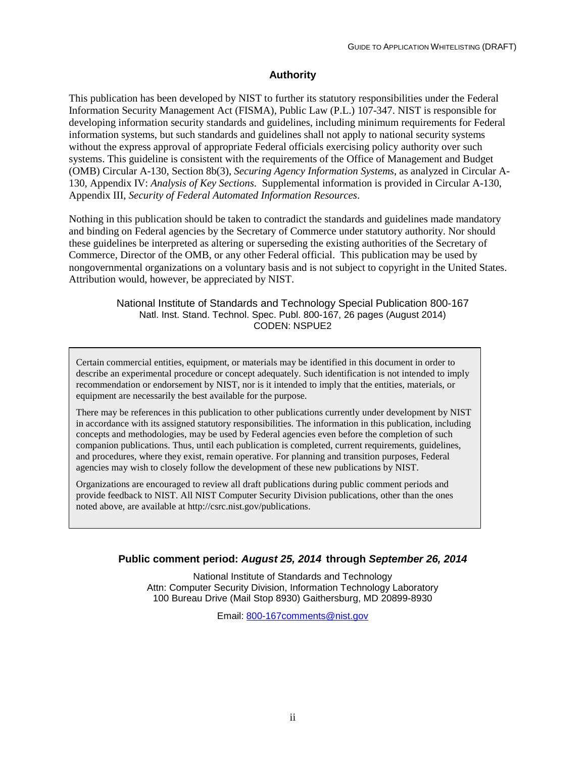## Authority

This publication has been developed by NIST to further its statutory responsibilities under the Federal Information Security Management Act (FISMA), Public Law (P.L.) 107-347. NIST is responsible for developing information security standards and guidelines, including minimum requirements for Federal information systems, but such standards and guidelines shall not apply to national security systems without the express approval of appropriate Federal officials exercising policy authority over such systems. This guideline is consistent with the requirements of the Office of Management and Budget (OMB) Circular A-130, Section 8b(3), *Securing Agency Information Systems*, as analyzed in Circular A-130, Appendix IV: *Analysis of Key Sections*. Supplemental information is provided in Circular A-130, Appendix III, *Security of Federal Automated Information Resources*.

Nothing in this publication should be taken to contradict the standards and guidelines made mandatory and binding on Federal agencies by the Secretary of Commerce under statutory authority. Nor should these guidelines be interpreted as altering or superseding the existing authorities of the Secretary of Commerce, Director of the OMB, or any other Federal official. This publication may be used by nongovernmental organizations on a voluntary basis and is not subject to copyright in the United States. Attribution would, however, be appreciated by NIST.

National Institute of Standards and Technology Special Publication 800-167
Natl. Inst. Stand. Technol. Spec. Publ. 800-167, 26 pages (August 2014)
CODEN: NSPUE2

Certain commercial entities, equipment, or materials may be identified in this document in order to describe an experimental procedure or concept adequately. Such identification is not intended to imply recommendation or endorsement by NIST, nor is it intended to imply that the entities, materials, or equipment are necessarily the best available for the purpose.

There may be references in this publication to other publications currently under development by NIST in accordance with its assigned statutory responsibilities. The information in this publication, including concepts and methodologies, may be used by Federal agencies even before the completion of such companion publications. Thus, until each publication is completed, current requirements, guidelines, and procedures, where they exist, remain operative. For planning and transition purposes, Federal agencies may wish to closely follow the development of these new publications by NIST.

Organizations are encouraged to review all draft publications during public comment periods and provide feedback to NIST. All NIST Computer Security Division publications, other than the ones noted above, are available at http://csrc.nist.gov/publications.

**Public comment period: *August 25, 2014* through *September 26, 2014***

National Institute of Standards and Technology
Attn: Computer Security Division, Information Technology Laboratory
100 Bureau Drive (Mail Stop 8930) Gaithersburg, MD 20899-8930

Email: 800-167comments@nist.gov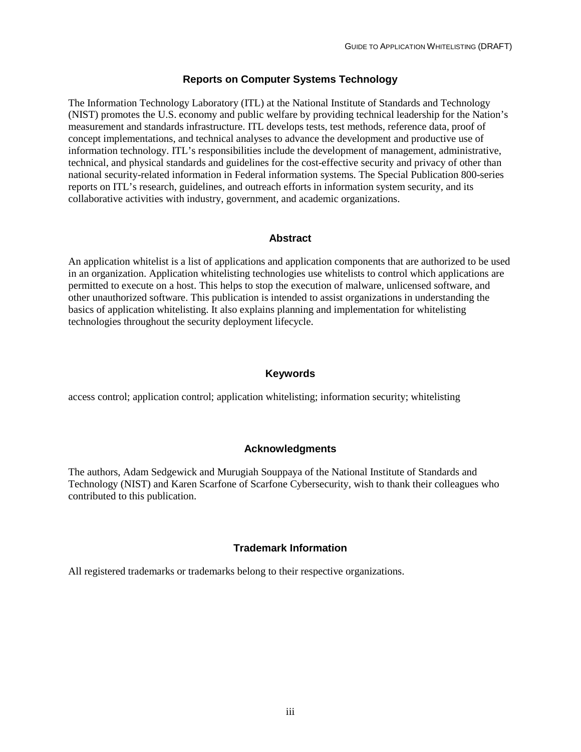## Reports on Computer Systems Technology

The Information Technology Laboratory (ITL) at the National Institute of Standards and Technology (NIST) promotes the U.S. economy and public welfare by providing technical leadership for the Nation's measurement and standards infrastructure. ITL develops tests, test methods, reference data, proof of concept implementations, and technical analyses to advance the development and productive use of information technology. ITL's responsibilities include the development of management, administrative, technical, and physical standards and guidelines for the cost-effective security and privacy of other than national security-related information in Federal information systems. The Special Publication 800-series reports on ITL's research, guidelines, and outreach efforts in information system security, and its collaborative activities with industry, government, and academic organizations.

## Abstract

An application whitelist is a list of applications and application components that are authorized to be used in an organization. Application whitelisting technologies use whitelists to control which applications are permitted to execute on a host. This helps to stop the execution of malware, unlicensed software, and other unauthorized software. This publication is intended to assist organizations in understanding the basics of application whitelisting. It also explains planning and implementation for whitelisting technologies throughout the security deployment lifecycle.

## Keywords

access control; application control; application whitelisting; information security; whitelisting

## Acknowledgments

The authors, Adam Sedgewick and Murugiah Souppaya of the National Institute of Standards and Technology (NIST) and Karen Scarfone of Scarfone Cybersecurity, wish to thank their colleagues who contributed to this publication.

## Trademark Information

All registered trademarks or trademarks belong to their respective organizations.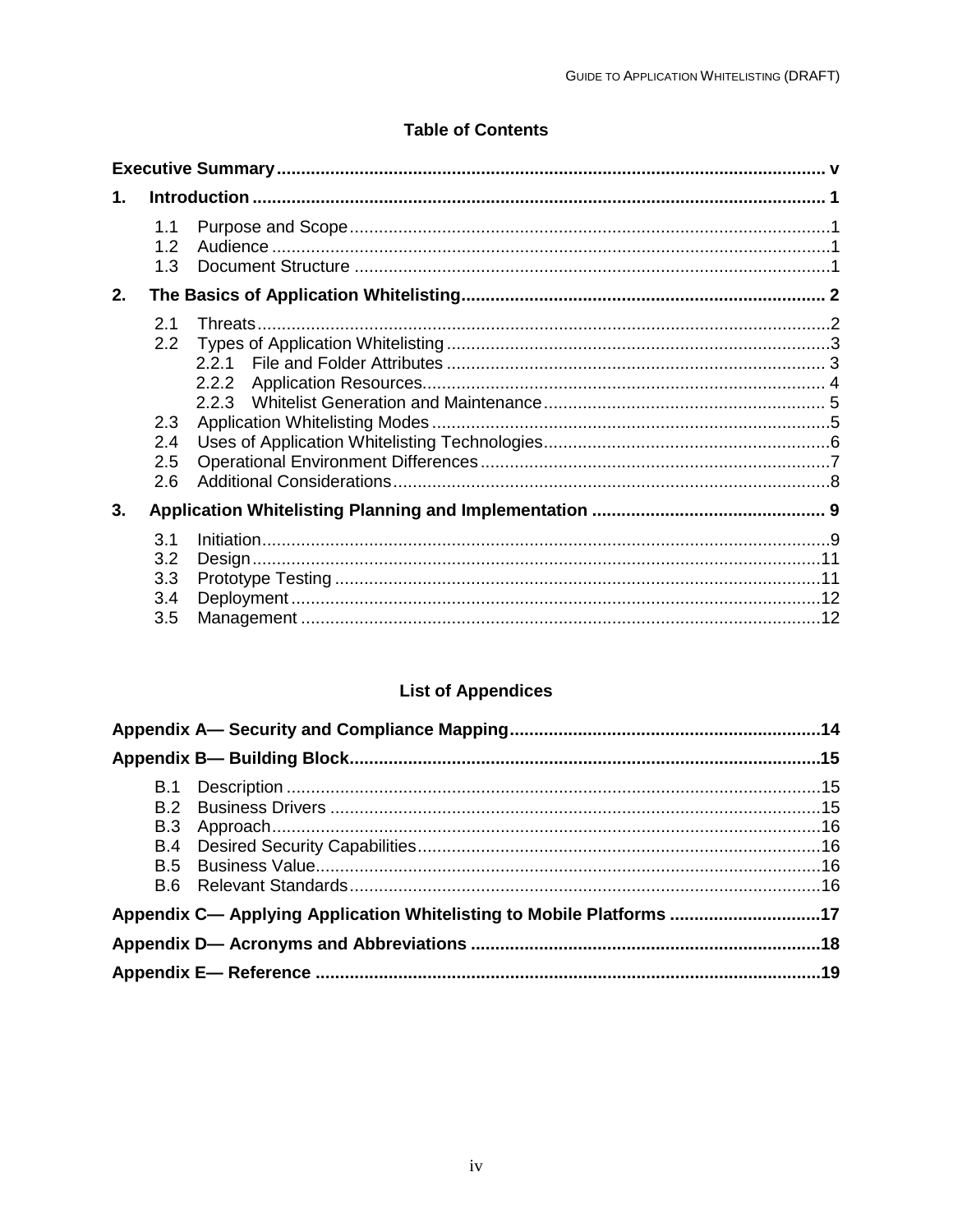## Table of Contents

**Executive Summary** ..... v

**1. Introduction** ..... 1

- 1.1 Purpose and Scope ..... 1
- 1.2 Audience ..... 1
- 1.3 Document Structure ..... 1

**2. The Basics of Application Whitelisting** ..... 2

- 2.1 Threats ..... 2
- 2.2 Types of Application Whitelisting ..... 3
  - 2.2.1 File and Folder Attributes ..... 3
  - 2.2.2 Application Resources ..... 4
  - 2.2.3 Whitelist Generation and Maintenance ..... 5
- 2.3 Application Whitelisting Modes ..... 5
- 2.4 Uses of Application Whitelisting Technologies ..... 6
- 2.5 Operational Environment Differences ..... 7
- 2.6 Additional Considerations ..... 8

**3. Application Whitelisting Planning and Implementation** ..... 9

- 3.1 Initiation ..... 9
- 3.2 Design ..... 11
- 3.3 Prototype Testing ..... 11
- 3.4 Deployment ..... 12
- 3.5 Management ..... 12

## List of Appendices

**Appendix A— Security and Compliance Mapping** ..... 14

**Appendix B— Building Block** ..... 15

- B.1 Description ..... 15
- B.2 Business Drivers ..... 15
- B.3 Approach ..... 16
- B.4 Desired Security Capabilities ..... 16
- B.5 Business Value ..... 16
- B.6 Relevant Standards ..... 16

**Appendix C— Applying Application Whitelisting to Mobile Platforms** ..... 17

**Appendix D— Acronyms and Abbreviations** ..... 18

**Appendix E— Reference** ..... 19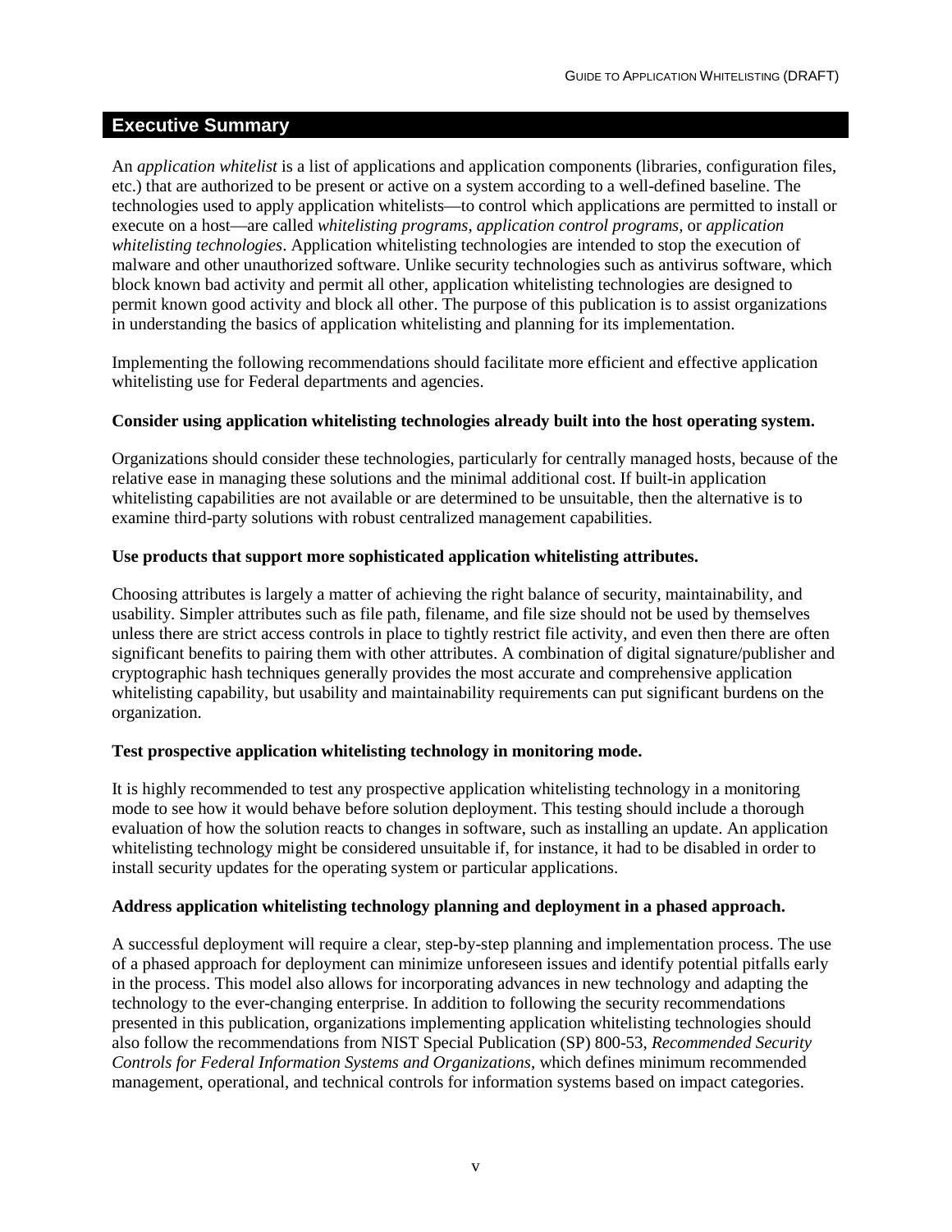## Executive Summary

An *application whitelist* is a list of applications and application components (libraries, configuration files, etc.) that are authorized to be present or active on a system according to a well-defined baseline. The technologies used to apply application whitelists—to control which applications are permitted to install or execute on a host—are called *whitelisting programs*, *application control programs,* or *application whitelisting technologies*. Application whitelisting technologies are intended to stop the execution of malware and other unauthorized software. Unlike security technologies such as antivirus software, which block known bad activity and permit all other, application whitelisting technologies are designed to permit known good activity and block all other. The purpose of this publication is to assist organizations in understanding the basics of application whitelisting and planning for its implementation.

Implementing the following recommendations should facilitate more efficient and effective application whitelisting use for Federal departments and agencies.

**Consider using application whitelisting technologies already built into the host operating system.**

Organizations should consider these technologies, particularly for centrally managed hosts, because of the relative ease in managing these solutions and the minimal additional cost. If built-in application whitelisting capabilities are not available or are determined to be unsuitable, then the alternative is to examine third-party solutions with robust centralized management capabilities.

**Use products that support more sophisticated application whitelisting attributes.**

Choosing attributes is largely a matter of achieving the right balance of security, maintainability, and usability. Simpler attributes such as file path, filename, and file size should not be used by themselves unless there are strict access controls in place to tightly restrict file activity, and even then there are often significant benefits to pairing them with other attributes. A combination of digital signature/publisher and cryptographic hash techniques generally provides the most accurate and comprehensive application whitelisting capability, but usability and maintainability requirements can put significant burdens on the organization.

**Test prospective application whitelisting technology in monitoring mode.**

It is highly recommended to test any prospective application whitelisting technology in a monitoring mode to see how it would behave before solution deployment. This testing should include a thorough evaluation of how the solution reacts to changes in software, such as installing an update. An application whitelisting technology might be considered unsuitable if, for instance, it had to be disabled in order to install security updates for the operating system or particular applications.

**Address application whitelisting technology planning and deployment in a phased approach.**

A successful deployment will require a clear, step-by-step planning and implementation process. The use of a phased approach for deployment can minimize unforeseen issues and identify potential pitfalls early in the process. This model also allows for incorporating advances in new technology and adapting the technology to the ever-changing enterprise. In addition to following the security recommendations presented in this publication, organizations implementing application whitelisting technologies should also follow the recommendations from NIST Special Publication (SP) 800-53, *Recommended Security Controls for Federal Information Systems and Organizations*, which defines minimum recommended management, operational, and technical controls for information systems based on impact categories.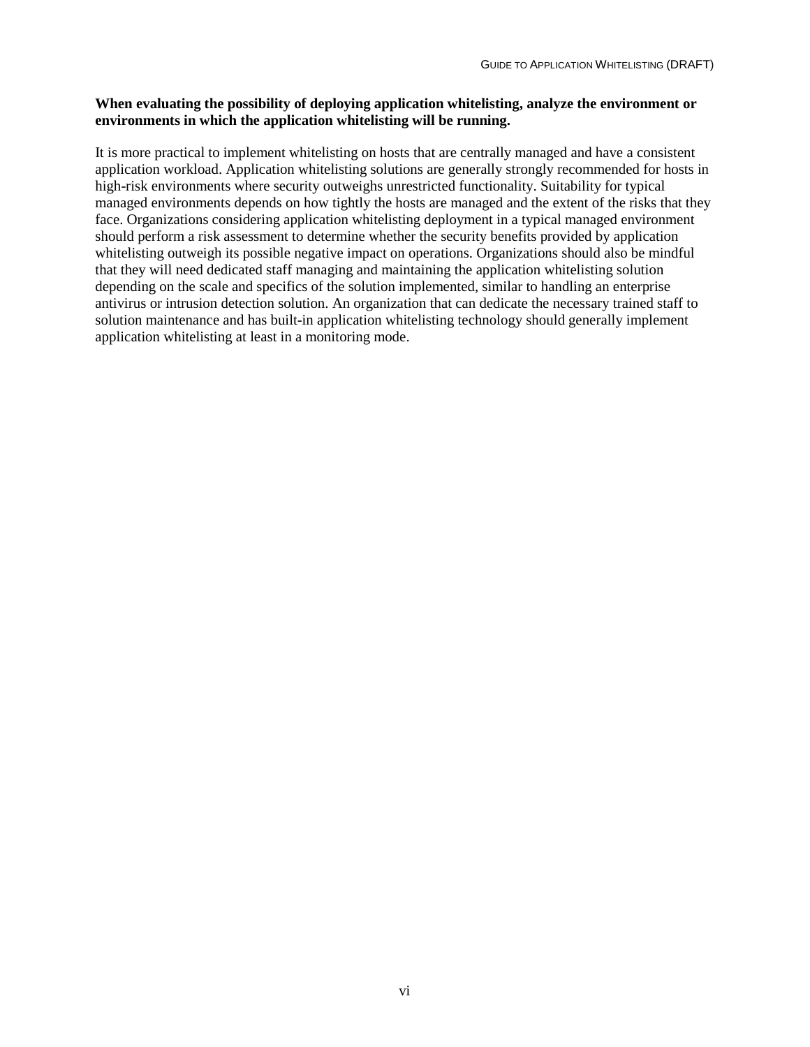**When evaluating the possibility of deploying application whitelisting, analyze the environment or environments in which the application whitelisting will be running.**

It is more practical to implement whitelisting on hosts that are centrally managed and have a consistent application workload. Application whitelisting solutions are generally strongly recommended for hosts in high-risk environments where security outweighs unrestricted functionality. Suitability for typical managed environments depends on how tightly the hosts are managed and the extent of the risks that they face. Organizations considering application whitelisting deployment in a typical managed environment should perform a risk assessment to determine whether the security benefits provided by application whitelisting outweigh its possible negative impact on operations. Organizations should also be mindful that they will need dedicated staff managing and maintaining the application whitelisting solution depending on the scale and specifics of the solution implemented, similar to handling an enterprise antivirus or intrusion detection solution. An organization that can dedicate the necessary trained staff to solution maintenance and has built-in application whitelisting technology should generally implement application whitelisting at least in a monitoring mode.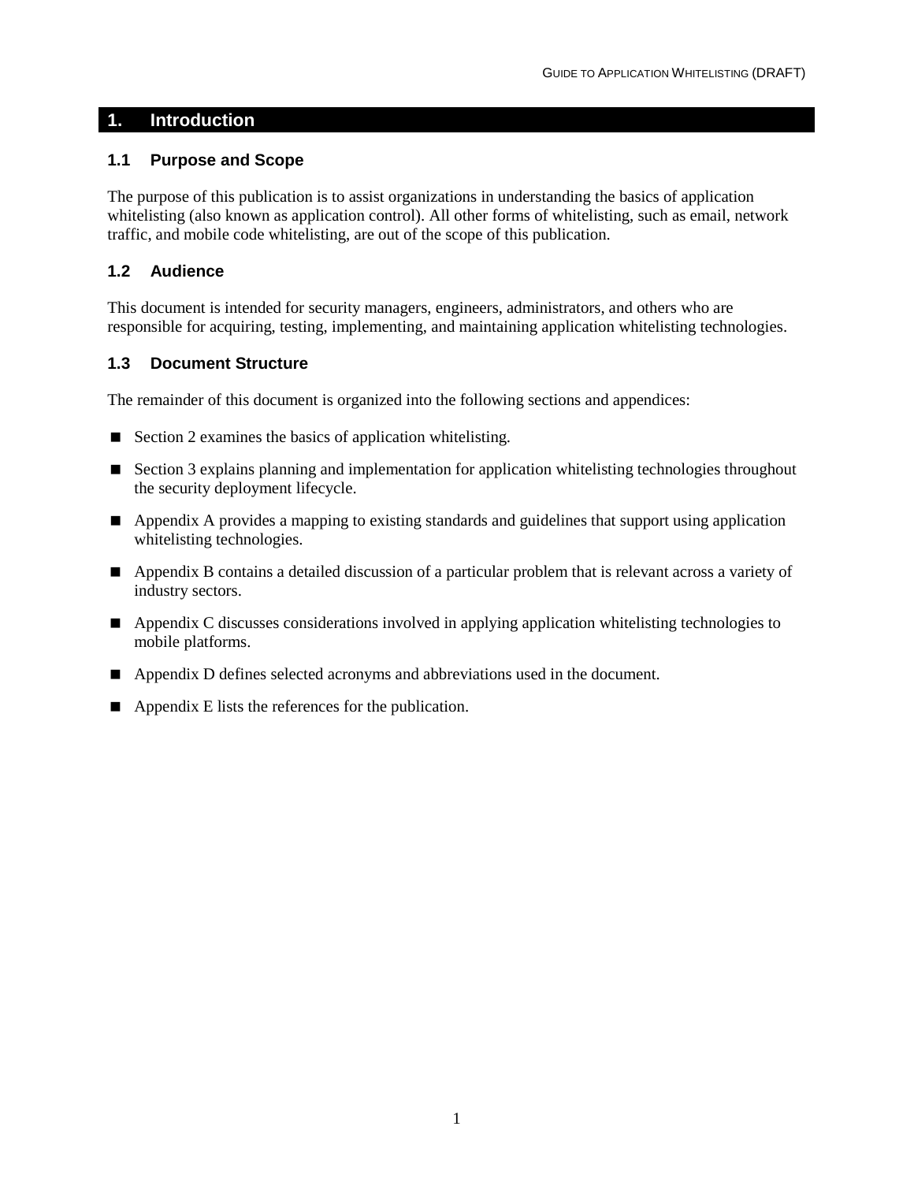# 1. Introduction

## 1.1 Purpose and Scope

The purpose of this publication is to assist organizations in understanding the basics of application whitelisting (also known as application control). All other forms of whitelisting, such as email, network traffic, and mobile code whitelisting, are out of the scope of this publication.

## 1.2 Audience

This document is intended for security managers, engineers, administrators, and others who are responsible for acquiring, testing, implementing, and maintaining application whitelisting technologies.

## 1.3 Document Structure

The remainder of this document is organized into the following sections and appendices:

- Section 2 examines the basics of application whitelisting.
- Section 3 explains planning and implementation for application whitelisting technologies throughout the security deployment lifecycle.
- Appendix A provides a mapping to existing standards and guidelines that support using application whitelisting technologies.
- Appendix B contains a detailed discussion of a particular problem that is relevant across a variety of industry sectors.
- Appendix C discusses considerations involved in applying application whitelisting technologies to mobile platforms.
- Appendix D defines selected acronyms and abbreviations used in the document.
- Appendix E lists the references for the publication.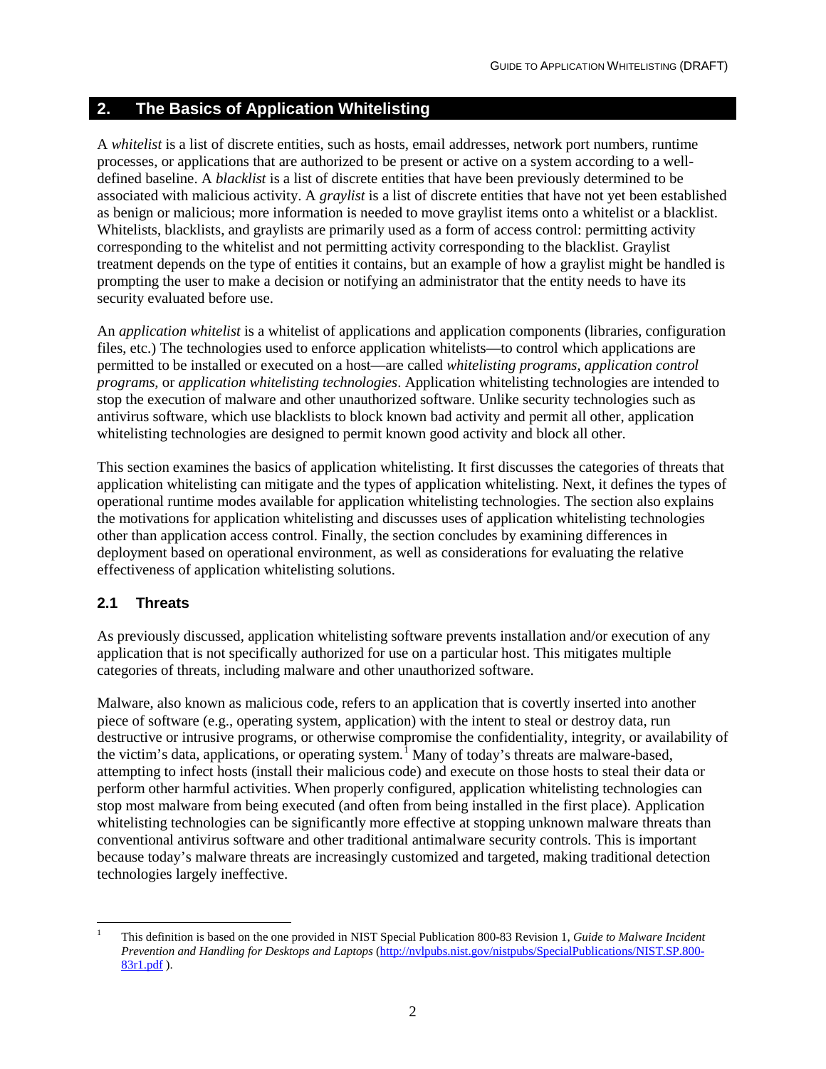## 2. The Basics of Application Whitelisting

A *whitelist* is a list of discrete entities, such as hosts, email addresses, network port numbers, runtime processes, or applications that are authorized to be present or active on a system according to a well-defined baseline. A *blacklist* is a list of discrete entities that have been previously determined to be associated with malicious activity. A *graylist* is a list of discrete entities that have not yet been established as benign or malicious; more information is needed to move graylist items onto a whitelist or a blacklist. Whitelists, blacklists, and graylists are primarily used as a form of access control: permitting activity corresponding to the whitelist and not permitting activity corresponding to the blacklist. Graylist treatment depends on the type of entities it contains, but an example of how a graylist might be handled is prompting the user to make a decision or notifying an administrator that the entity needs to have its security evaluated before use.

An *application whitelist* is a whitelist of applications and application components (libraries, configuration files, etc.) The technologies used to enforce application whitelists—to control which applications are permitted to be installed or executed on a host—are called *whitelisting programs, application control programs,* or *application whitelisting technologies*. Application whitelisting technologies are intended to stop the execution of malware and other unauthorized software. Unlike security technologies such as antivirus software, which use blacklists to block known bad activity and permit all other, application whitelisting technologies are designed to permit known good activity and block all other.

This section examines the basics of application whitelisting. It first discusses the categories of threats that application whitelisting can mitigate and the types of application whitelisting. Next, it defines the types of operational runtime modes available for application whitelisting technologies. The section also explains the motivations for application whitelisting and discusses uses of application whitelisting technologies other than application access control. Finally, the section concludes by examining differences in deployment based on operational environment, as well as considerations for evaluating the relative effectiveness of application whitelisting solutions.

### 2.1 Threats

As previously discussed, application whitelisting software prevents installation and/or execution of any application that is not specifically authorized for use on a particular host. This mitigates multiple categories of threats, including malware and other unauthorized software.

Malware, also known as malicious code, refers to an application that is covertly inserted into another piece of software (e.g., operating system, application) with the intent to steal or destroy data, run destructive or intrusive programs, or otherwise compromise the confidentiality, integrity, or availability of the victim's data, applications, or operating system.[1] Many of today's threats are malware-based, attempting to infect hosts (install their malicious code) and execute on those hosts to steal their data or perform other harmful activities. When properly configured, application whitelisting technologies can stop most malware from being executed (and often from being installed in the first place). Application whitelisting technologies can be significantly more effective at stopping unknown malware threats than conventional antivirus software and other traditional antimalware security controls. This is important because today's malware threats are increasingly customized and targeted, making traditional detection technologies largely ineffective.

---

[1] This definition is based on the one provided in NIST Special Publication 800-83 Revision 1, *Guide to Malware Incident Prevention and Handling for Desktops and Laptops* (http://nvlpubs.nist.gov/nistpubs/SpecialPublications/NIST.SP.800-83r1.pdf ).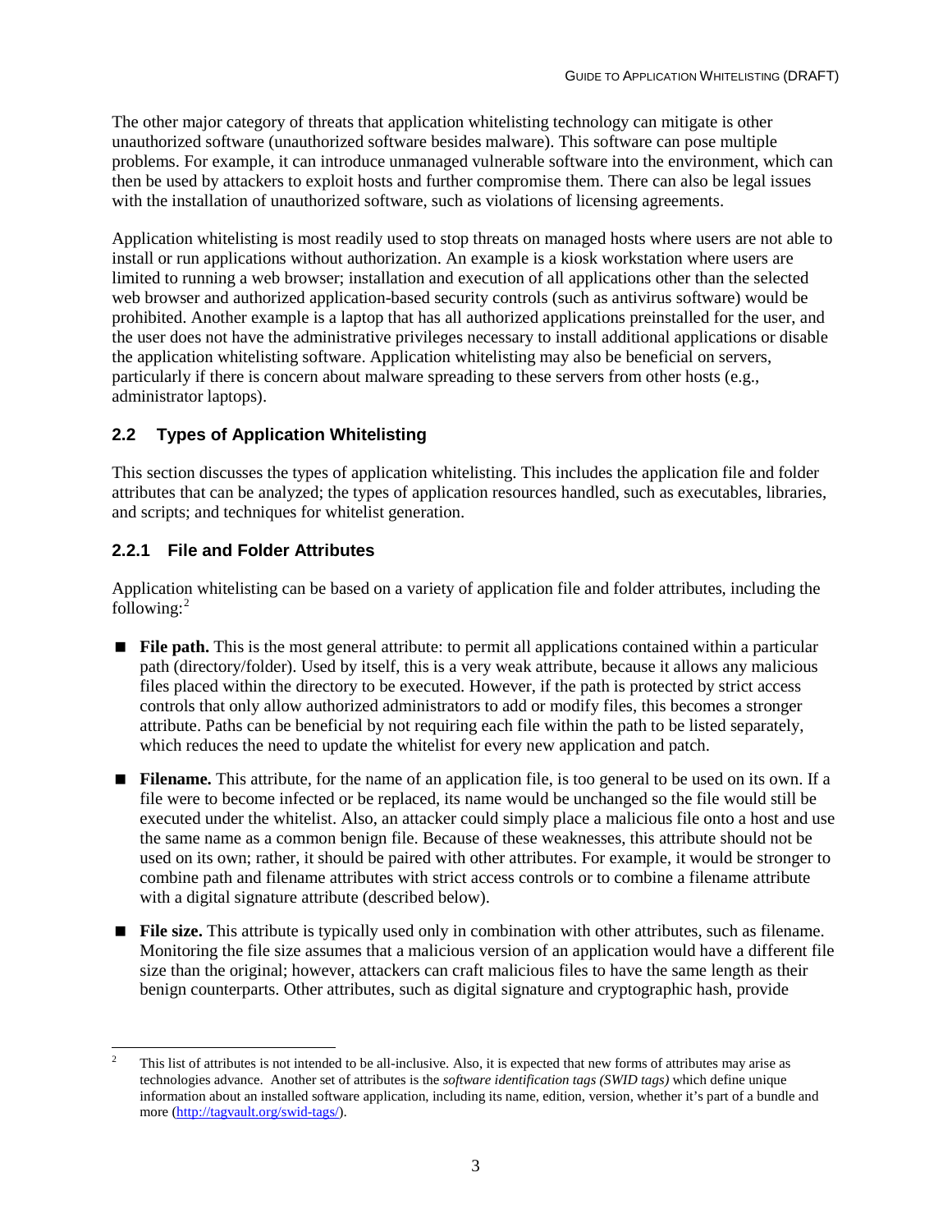The other major category of threats that application whitelisting technology can mitigate is other unauthorized software (unauthorized software besides malware). This software can pose multiple problems. For example, it can introduce unmanaged vulnerable software into the environment, which can then be used by attackers to exploit hosts and further compromise them. There can also be legal issues with the installation of unauthorized software, such as violations of licensing agreements.

Application whitelisting is most readily used to stop threats on managed hosts where users are not able to install or run applications without authorization. An example is a kiosk workstation where users are limited to running a web browser; installation and execution of all applications other than the selected web browser and authorized application-based security controls (such as antivirus software) would be prohibited. Another example is a laptop that has all authorized applications preinstalled for the user, and the user does not have the administrative privileges necessary to install additional applications or disable the application whitelisting software. Application whitelisting may also be beneficial on servers, particularly if there is concern about malware spreading to these servers from other hosts (e.g., administrator laptops).

## 2.2 Types of Application Whitelisting

This section discusses the types of application whitelisting. This includes the application file and folder attributes that can be analyzed; the types of application resources handled, such as executables, libraries, and scripts; and techniques for whitelist generation.

### 2.2.1 File and Folder Attributes

Application whitelisting can be based on a variety of application file and folder attributes, including the following:[2]

- **File path.** This is the most general attribute: to permit all applications contained within a particular path (directory/folder). Used by itself, this is a very weak attribute, because it allows any malicious files placed within the directory to be executed. However, if the path is protected by strict access controls that only allow authorized administrators to add or modify files, this becomes a stronger attribute. Paths can be beneficial by not requiring each file within the path to be listed separately, which reduces the need to update the whitelist for every new application and patch.
- **Filename.** This attribute, for the name of an application file, is too general to be used on its own. If a file were to become infected or be replaced, its name would be unchanged so the file would still be executed under the whitelist. Also, an attacker could simply place a malicious file onto a host and use the same name as a common benign file. Because of these weaknesses, this attribute should not be used on its own; rather, it should be paired with other attributes. For example, it would be stronger to combine path and filename attributes with strict access controls or to combine a filename attribute with a digital signature attribute (described below).
- **File size.** This attribute is typically used only in combination with other attributes, such as filename. Monitoring the file size assumes that a malicious version of an application would have a different file size than the original; however, attackers can craft malicious files to have the same length as their benign counterparts. Other attributes, such as digital signature and cryptographic hash, provide

---

[2] This list of attributes is not intended to be all-inclusive. Also, it is expected that new forms of attributes may arise as technologies advance. Another set of attributes is the *software identification tags (SWID tags)* which define unique information about an installed software application, including its name, edition, version, whether it's part of a bundle and more (http://tagvault.org/swid-tags/).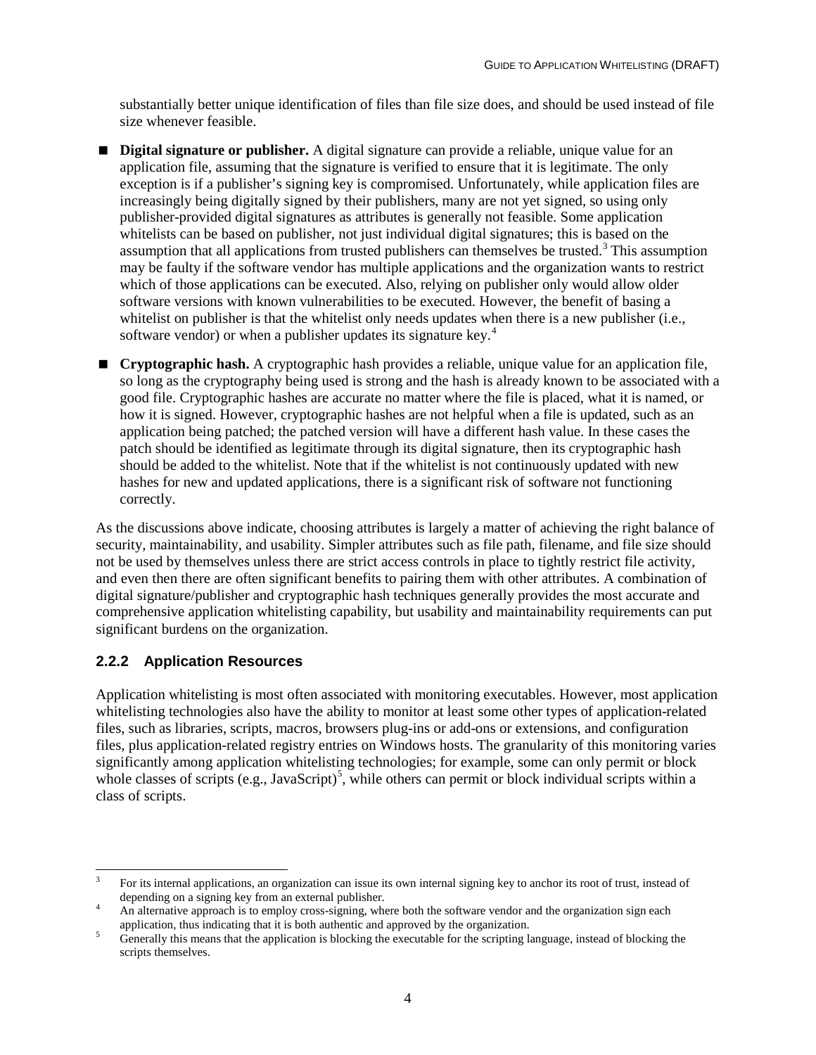substantially better unique identification of files than file size does, and should be used instead of file size whenever feasible.

- **Digital signature or publisher.** A digital signature can provide a reliable, unique value for an application file, assuming that the signature is verified to ensure that it is legitimate. The only exception is if a publisher's signing key is compromised. Unfortunately, while application files are increasingly being digitally signed by their publishers, many are not yet signed, so using only publisher-provided digital signatures as attributes is generally not feasible. Some application whitelists can be based on publisher, not just individual digital signatures; this is based on the assumption that all applications from trusted publishers can themselves be trusted.[3] This assumption may be faulty if the software vendor has multiple applications and the organization wants to restrict which of those applications can be executed. Also, relying on publisher only would allow older software versions with known vulnerabilities to be executed. However, the benefit of basing a whitelist on publisher is that the whitelist only needs updates when there is a new publisher (i.e., software vendor) or when a publisher updates its signature key.[4]

- **Cryptographic hash.** A cryptographic hash provides a reliable, unique value for an application file, so long as the cryptography being used is strong and the hash is already known to be associated with a good file. Cryptographic hashes are accurate no matter where the file is placed, what it is named, or how it is signed. However, cryptographic hashes are not helpful when a file is updated, such as an application being patched; the patched version will have a different hash value. In these cases the patch should be identified as legitimate through its digital signature, then its cryptographic hash should be added to the whitelist. Note that if the whitelist is not continuously updated with new hashes for new and updated applications, there is a significant risk of software not functioning correctly.

As the discussions above indicate, choosing attributes is largely a matter of achieving the right balance of security, maintainability, and usability. Simpler attributes such as file path, filename, and file size should not be used by themselves unless there are strict access controls in place to tightly restrict file activity, and even then there are often significant benefits to pairing them with other attributes. A combination of digital signature/publisher and cryptographic hash techniques generally provides the most accurate and comprehensive application whitelisting capability, but usability and maintainability requirements can put significant burdens on the organization.

### 2.2.2 Application Resources

Application whitelisting is most often associated with monitoring executables. However, most application whitelisting technologies also have the ability to monitor at least some other types of application-related files, such as libraries, scripts, macros, browsers plug-ins or add-ons or extensions, and configuration files, plus application-related registry entries on Windows hosts. The granularity of this monitoring varies significantly among application whitelisting technologies; for example, some can only permit or block whole classes of scripts (e.g., JavaScript)[5], while others can permit or block individual scripts within a class of scripts.

---

[3] For its internal applications, an organization can issue its own internal signing key to anchor its root of trust, instead of depending on a signing key from an external publisher.

[4] An alternative approach is to employ cross-signing, where both the software vendor and the organization sign each application, thus indicating that it is both authentic and approved by the organization.

[5] Generally this means that the application is blocking the executable for the scripting language, instead of blocking the scripts themselves.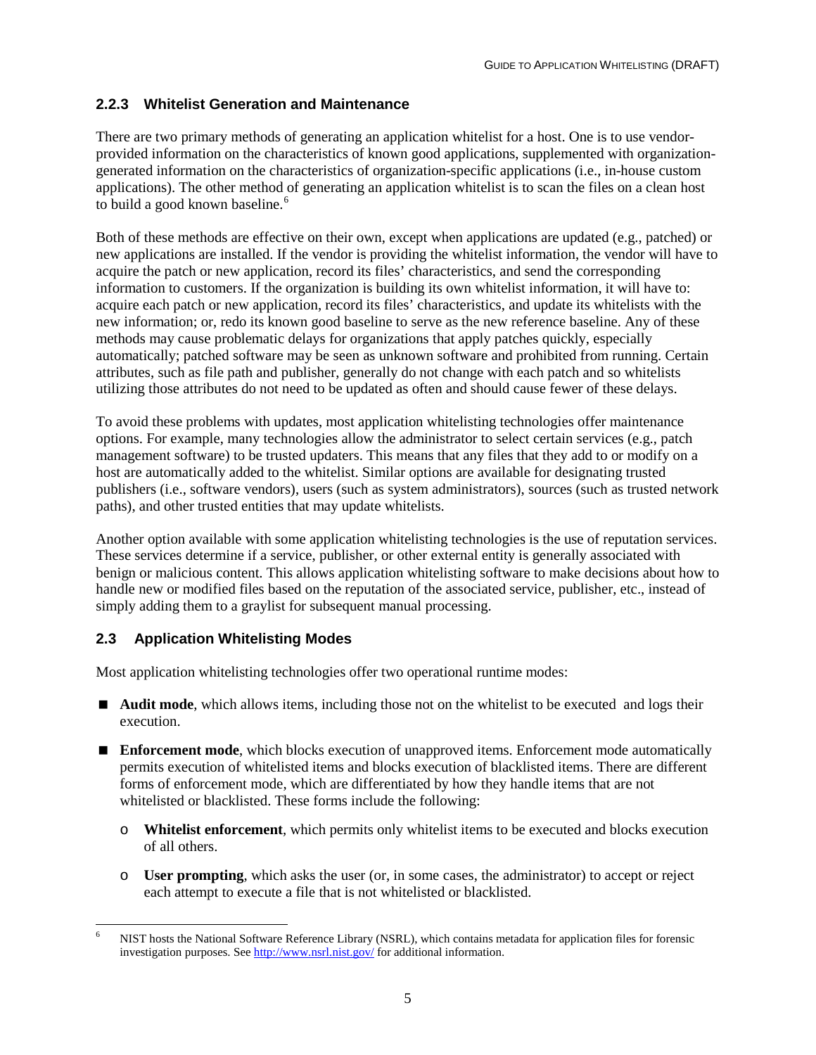### 2.2.3 Whitelist Generation and Maintenance

There are two primary methods of generating an application whitelist for a host. One is to use vendor-provided information on the characteristics of known good applications, supplemented with organization-generated information on the characteristics of organization-specific applications (i.e., in-house custom applications). The other method of generating an application whitelist is to scan the files on a clean host to build a good known baseline.[6]

Both of these methods are effective on their own, except when applications are updated (e.g., patched) or new applications are installed. If the vendor is providing the whitelist information, the vendor will have to acquire the patch or new application, record its files' characteristics, and send the corresponding information to customers. If the organization is building its own whitelist information, it will have to: acquire each patch or new application, record its files' characteristics, and update its whitelists with the new information; or, redo its known good baseline to serve as the new reference baseline. Any of these methods may cause problematic delays for organizations that apply patches quickly, especially automatically; patched software may be seen as unknown software and prohibited from running. Certain attributes, such as file path and publisher, generally do not change with each patch and so whitelists utilizing those attributes do not need to be updated as often and should cause fewer of these delays.

To avoid these problems with updates, most application whitelisting technologies offer maintenance options. For example, many technologies allow the administrator to select certain services (e.g., patch management software) to be trusted updaters. This means that any files that they add to or modify on a host are automatically added to the whitelist. Similar options are available for designating trusted publishers (i.e., software vendors), users (such as system administrators), sources (such as trusted network paths), and other trusted entities that may update whitelists.

Another option available with some application whitelisting technologies is the use of reputation services. These services determine if a service, publisher, or other external entity is generally associated with benign or malicious content. This allows application whitelisting software to make decisions about how to handle new or modified files based on the reputation of the associated service, publisher, etc., instead of simply adding them to a graylist for subsequent manual processing.

## 2.3 Application Whitelisting Modes

Most application whitelisting technologies offer two operational runtime modes:

- **Audit mode**, which allows items, including those not on the whitelist to be executed and logs their execution.
- **Enforcement mode**, which blocks execution of unapproved items. Enforcement mode automatically permits execution of whitelisted items and blocks execution of blacklisted items. There are different forms of enforcement mode, which are differentiated by how they handle items that are not whitelisted or blacklisted. These forms include the following:
  - **Whitelist enforcement**, which permits only whitelist items to be executed and blocks execution of all others.
  - **User prompting**, which asks the user (or, in some cases, the administrator) to accept or reject each attempt to execute a file that is not whitelisted or blacklisted.

---

[6] NIST hosts the National Software Reference Library (NSRL), which contains metadata for application files for forensic investigation purposes. See http://www.nsrl.nist.gov/ for additional information.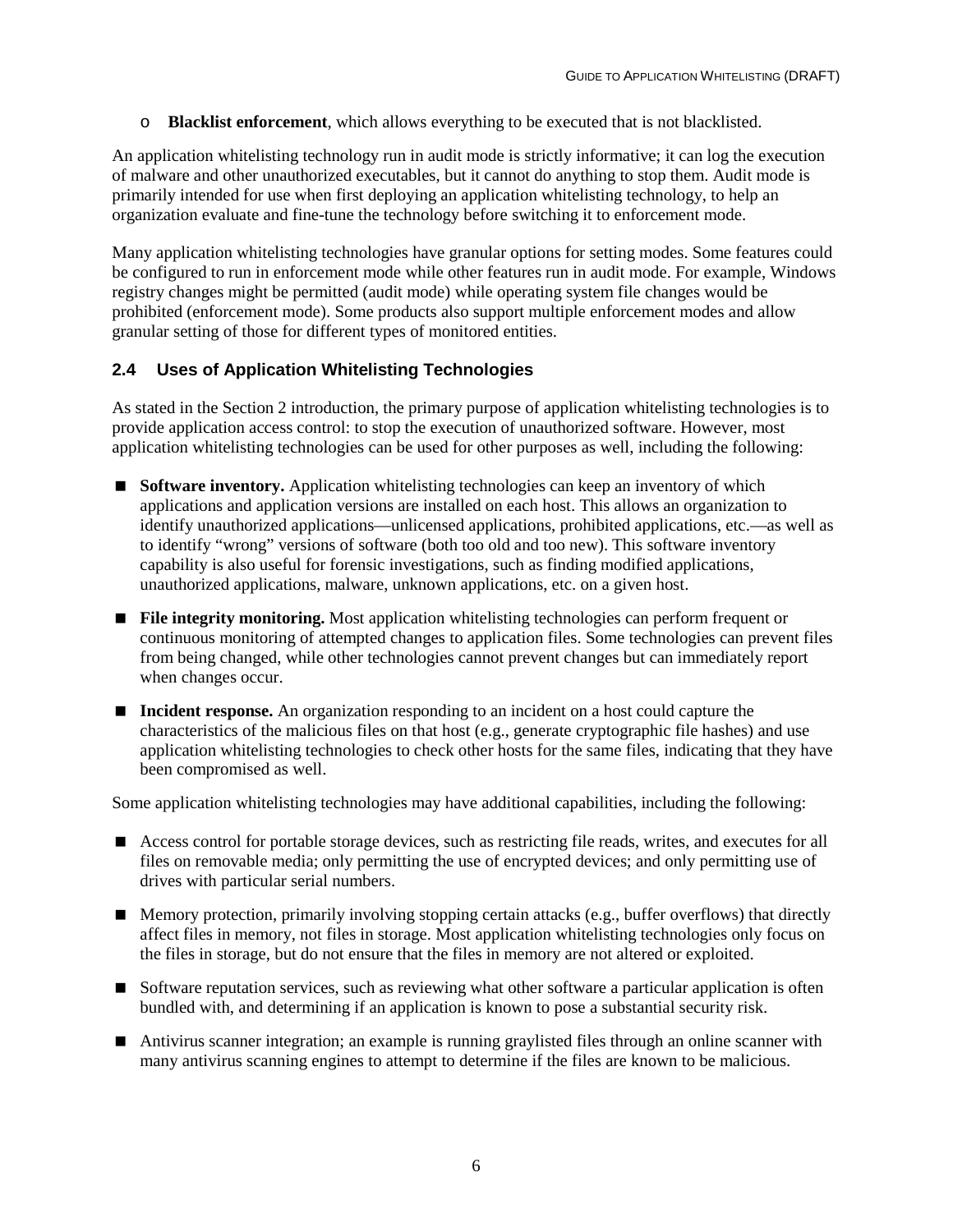- **Blacklist enforcement**, which allows everything to be executed that is not blacklisted.

An application whitelisting technology run in audit mode is strictly informative; it can log the execution of malware and other unauthorized executables, but it cannot do anything to stop them. Audit mode is primarily intended for use when first deploying an application whitelisting technology, to help an organization evaluate and fine-tune the technology before switching it to enforcement mode.

Many application whitelisting technologies have granular options for setting modes. Some features could be configured to run in enforcement mode while other features run in audit mode. For example, Windows registry changes might be permitted (audit mode) while operating system file changes would be prohibited (enforcement mode). Some products also support multiple enforcement modes and allow granular setting of those for different types of monitored entities.

## 2.4 Uses of Application Whitelisting Technologies

As stated in the Section 2 introduction, the primary purpose of application whitelisting technologies is to provide application access control: to stop the execution of unauthorized software. However, most application whitelisting technologies can be used for other purposes as well, including the following:

- **Software inventory.** Application whitelisting technologies can keep an inventory of which applications and application versions are installed on each host. This allows an organization to identify unauthorized applications—unlicensed applications, prohibited applications, etc.—as well as to identify "wrong" versions of software (both too old and too new). This software inventory capability is also useful for forensic investigations, such as finding modified applications, unauthorized applications, malware, unknown applications, etc. on a given host.
- **File integrity monitoring.** Most application whitelisting technologies can perform frequent or continuous monitoring of attempted changes to application files. Some technologies can prevent files from being changed, while other technologies cannot prevent changes but can immediately report when changes occur.
- **Incident response.** An organization responding to an incident on a host could capture the characteristics of the malicious files on that host (e.g., generate cryptographic file hashes) and use application whitelisting technologies to check other hosts for the same files, indicating that they have been compromised as well.

Some application whitelisting technologies may have additional capabilities, including the following:

- Access control for portable storage devices, such as restricting file reads, writes, and executes for all files on removable media; only permitting the use of encrypted devices; and only permitting use of drives with particular serial numbers.
- Memory protection, primarily involving stopping certain attacks (e.g., buffer overflows) that directly affect files in memory, not files in storage. Most application whitelisting technologies only focus on the files in storage, but do not ensure that the files in memory are not altered or exploited.
- Software reputation services, such as reviewing what other software a particular application is often bundled with, and determining if an application is known to pose a substantial security risk.
- Antivirus scanner integration; an example is running graylisted files through an online scanner with many antivirus scanning engines to attempt to determine if the files are known to be malicious.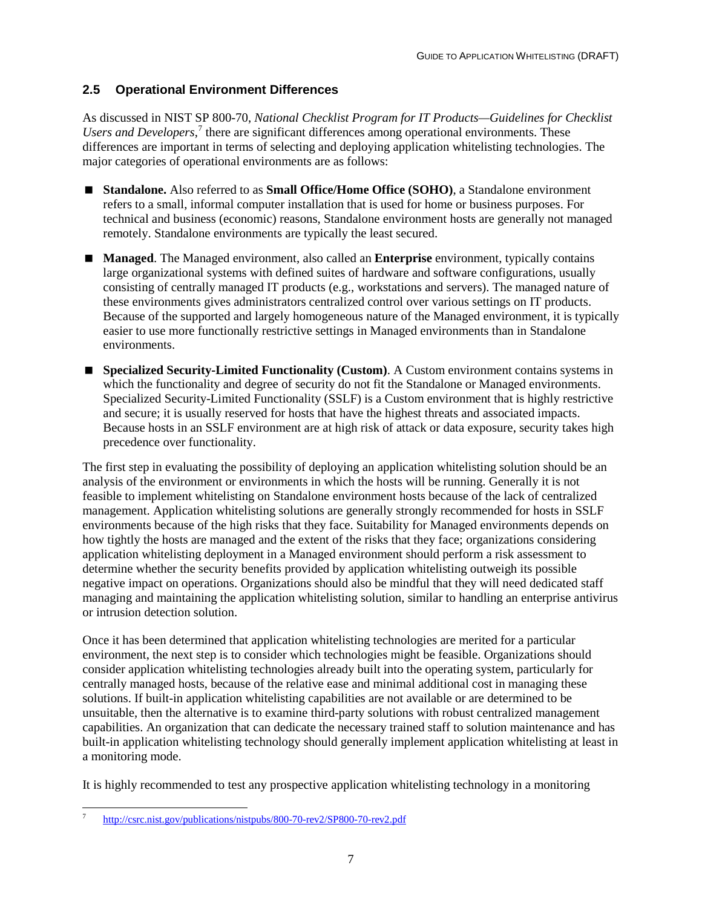## 2.5 Operational Environment Differences

As discussed in NIST SP 800-70, *National Checklist Program for IT Products—Guidelines for Checklist Users and Developers*,[7] there are significant differences among operational environments. These differences are important in terms of selecting and deploying application whitelisting technologies. The major categories of operational environments are as follows:

- **Standalone.** Also referred to as **Small Office/Home Office (SOHO)**, a Standalone environment refers to a small, informal computer installation that is used for home or business purposes. For technical and business (economic) reasons, Standalone environment hosts are generally not managed remotely. Standalone environments are typically the least secured.
- **Managed**. The Managed environment, also called an **Enterprise** environment, typically contains large organizational systems with defined suites of hardware and software configurations, usually consisting of centrally managed IT products (e.g., workstations and servers). The managed nature of these environments gives administrators centralized control over various settings on IT products. Because of the supported and largely homogeneous nature of the Managed environment, it is typically easier to use more functionally restrictive settings in Managed environments than in Standalone environments.
- **Specialized Security-Limited Functionality (Custom)**. A Custom environment contains systems in which the functionality and degree of security do not fit the Standalone or Managed environments. Specialized Security-Limited Functionality (SSLF) is a Custom environment that is highly restrictive and secure; it is usually reserved for hosts that have the highest threats and associated impacts. Because hosts in an SSLF environment are at high risk of attack or data exposure, security takes high precedence over functionality.

The first step in evaluating the possibility of deploying an application whitelisting solution should be an analysis of the environment or environments in which the hosts will be running. Generally it is not feasible to implement whitelisting on Standalone environment hosts because of the lack of centralized management. Application whitelisting solutions are generally strongly recommended for hosts in SSLF environments because of the high risks that they face. Suitability for Managed environments depends on how tightly the hosts are managed and the extent of the risks that they face; organizations considering application whitelisting deployment in a Managed environment should perform a risk assessment to determine whether the security benefits provided by application whitelisting outweigh its possible negative impact on operations. Organizations should also be mindful that they will need dedicated staff managing and maintaining the application whitelisting solution, similar to handling an enterprise antivirus or intrusion detection solution.

Once it has been determined that application whitelisting technologies are merited for a particular environment, the next step is to consider which technologies might be feasible. Organizations should consider application whitelisting technologies already built into the operating system, particularly for centrally managed hosts, because of the relative ease and minimal additional cost in managing these solutions. If built-in application whitelisting capabilities are not available or are determined to be unsuitable, then the alternative is to examine third-party solutions with robust centralized management capabilities. An organization that can dedicate the necessary trained staff to solution maintenance and has built-in application whitelisting technology should generally implement application whitelisting at least in a monitoring mode.

It is highly recommended to test any prospective application whitelisting technology in a monitoring

[7] http://csrc.nist.gov/publications/nistpubs/800-70-rev2/SP800-70-rev2.pdf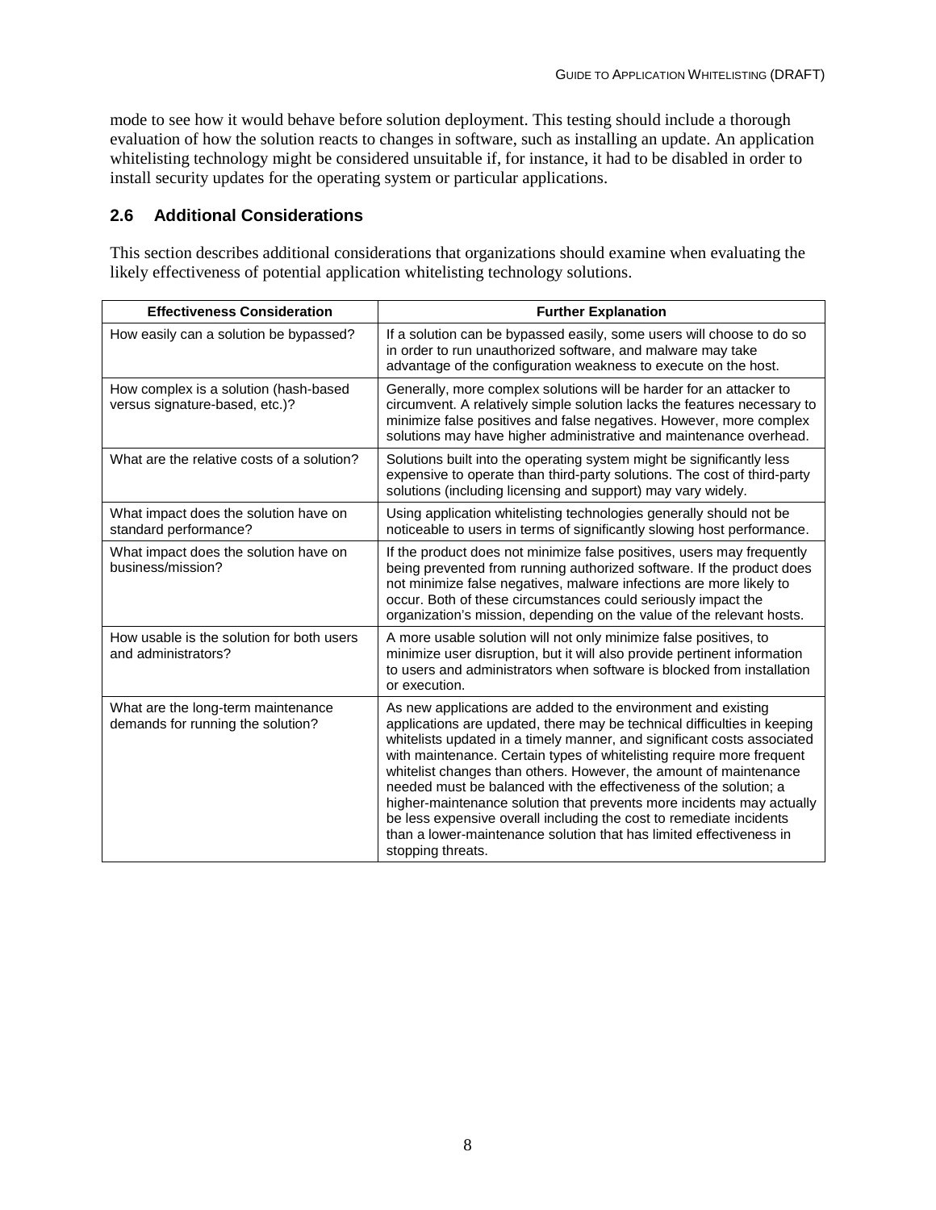mode to see how it would behave before solution deployment. This testing should include a thorough evaluation of how the solution reacts to changes in software, such as installing an update. An application whitelisting technology might be considered unsuitable if, for instance, it had to be disabled in order to install security updates for the operating system or particular applications.

## 2.6 Additional Considerations

This section describes additional considerations that organizations should examine when evaluating the likely effectiveness of potential application whitelisting technology solutions.

| Effectiveness Consideration | Further Explanation |
|---|---|
| How easily can a solution be bypassed? | If a solution can be bypassed easily, some users will choose to do so in order to run unauthorized software, and malware may take advantage of the configuration weakness to execute on the host. |
| How complex is a solution (hash-based versus signature-based, etc.)? | Generally, more complex solutions will be harder for an attacker to circumvent. A relatively simple solution lacks the features necessary to minimize false positives and false negatives. However, more complex solutions may have higher administrative and maintenance overhead. |
| What are the relative costs of a solution? | Solutions built into the operating system might be significantly less expensive to operate than third-party solutions. The cost of third-party solutions (including licensing and support) may vary widely. |
| What impact does the solution have on standard performance? | Using application whitelisting technologies generally should not be noticeable to users in terms of significantly slowing host performance. |
| What impact does the solution have on business/mission? | If the product does not minimize false positives, users may frequently being prevented from running authorized software. If the product does not minimize false negatives, malware infections are more likely to occur. Both of these circumstances could seriously impact the organization's mission, depending on the value of the relevant hosts. |
| How usable is the solution for both users and administrators? | A more usable solution will not only minimize false positives, to minimize user disruption, but it will also provide pertinent information to users and administrators when software is blocked from installation or execution. |
| What are the long-term maintenance demands for running the solution? | As new applications are added to the environment and existing applications are updated, there may be technical difficulties in keeping whitelists updated in a timely manner, and significant costs associated with maintenance. Certain types of whitelisting require more frequent whitelist changes than others. However, the amount of maintenance needed must be balanced with the effectiveness of the solution; a higher-maintenance solution that prevents more incidents may actually be less expensive overall including the cost to remediate incidents than a lower-maintenance solution that has limited effectiveness in stopping threats. |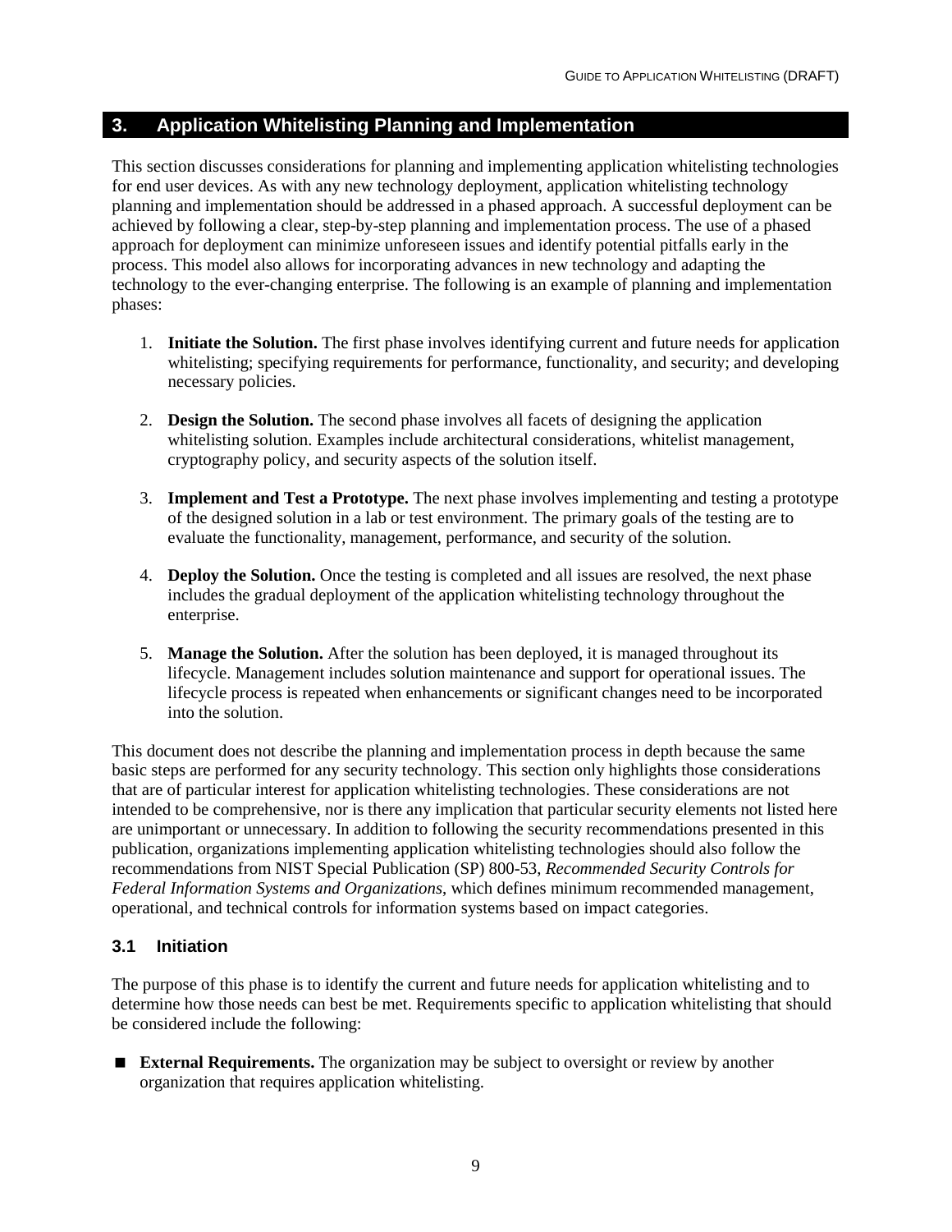## 3. Application Whitelisting Planning and Implementation

This section discusses considerations for planning and implementing application whitelisting technologies for end user devices. As with any new technology deployment, application whitelisting technology planning and implementation should be addressed in a phased approach. A successful deployment can be achieved by following a clear, step-by-step planning and implementation process. The use of a phased approach for deployment can minimize unforeseen issues and identify potential pitfalls early in the process. This model also allows for incorporating advances in new technology and adapting the technology to the ever-changing enterprise. The following is an example of planning and implementation phases:

1. **Initiate the Solution.** The first phase involves identifying current and future needs for application whitelisting; specifying requirements for performance, functionality, and security; and developing necessary policies.

2. **Design the Solution.** The second phase involves all facets of designing the application whitelisting solution. Examples include architectural considerations, whitelist management, cryptography policy, and security aspects of the solution itself.

3. **Implement and Test a Prototype.** The next phase involves implementing and testing a prototype of the designed solution in a lab or test environment. The primary goals of the testing are to evaluate the functionality, management, performance, and security of the solution.

4. **Deploy the Solution.** Once the testing is completed and all issues are resolved, the next phase includes the gradual deployment of the application whitelisting technology throughout the enterprise.

5. **Manage the Solution.** After the solution has been deployed, it is managed throughout its lifecycle. Management includes solution maintenance and support for operational issues. The lifecycle process is repeated when enhancements or significant changes need to be incorporated into the solution.

This document does not describe the planning and implementation process in depth because the same basic steps are performed for any security technology. This section only highlights those considerations that are of particular interest for application whitelisting technologies. These considerations are not intended to be comprehensive, nor is there any implication that particular security elements not listed here are unimportant or unnecessary. In addition to following the security recommendations presented in this publication, organizations implementing application whitelisting technologies should also follow the recommendations from NIST Special Publication (SP) 800-53, *Recommended Security Controls for Federal Information Systems and Organizations*, which defines minimum recommended management, operational, and technical controls for information systems based on impact categories.

### 3.1 Initiation

The purpose of this phase is to identify the current and future needs for application whitelisting and to determine how those needs can best be met. Requirements specific to application whitelisting that should be considered include the following:

- **External Requirements.** The organization may be subject to oversight or review by another organization that requires application whitelisting.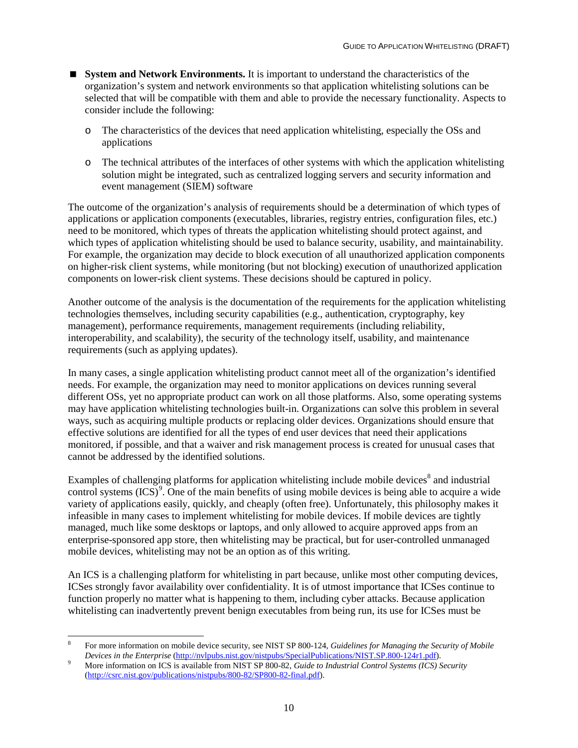- **System and Network Environments.** It is important to understand the characteristics of the organization's system and network environments so that application whitelisting solutions can be selected that will be compatible with them and able to provide the necessary functionality. Aspects to consider include the following:
  - The characteristics of the devices that need application whitelisting, especially the OSs and applications
  - The technical attributes of the interfaces of other systems with which the application whitelisting solution might be integrated, such as centralized logging servers and security information and event management (SIEM) software

The outcome of the organization's analysis of requirements should be a determination of which types of applications or application components (executables, libraries, registry entries, configuration files, etc.) need to be monitored, which types of threats the application whitelisting should protect against, and which types of application whitelisting should be used to balance security, usability, and maintainability. For example, the organization may decide to block execution of all unauthorized application components on higher-risk client systems, while monitoring (but not blocking) execution of unauthorized application components on lower-risk client systems. These decisions should be captured in policy.

Another outcome of the analysis is the documentation of the requirements for the application whitelisting technologies themselves, including security capabilities (e.g., authentication, cryptography, key management), performance requirements, management requirements (including reliability, interoperability, and scalability), the security of the technology itself, usability, and maintenance requirements (such as applying updates).

In many cases, a single application whitelisting product cannot meet all of the organization's identified needs. For example, the organization may need to monitor applications on devices running several different OSs, yet no appropriate product can work on all those platforms. Also, some operating systems may have application whitelisting technologies built-in. Organizations can solve this problem in several ways, such as acquiring multiple products or replacing older devices. Organizations should ensure that effective solutions are identified for all the types of end user devices that need their applications monitored, if possible, and that a waiver and risk management process is created for unusual cases that cannot be addressed by the identified solutions.

Examples of challenging platforms for application whitelisting include mobile devices[8] and industrial control systems (ICS)[9]. One of the main benefits of using mobile devices is being able to acquire a wide variety of applications easily, quickly, and cheaply (often free). Unfortunately, this philosophy makes it infeasible in many cases to implement whitelisting for mobile devices. If mobile devices are tightly managed, much like some desktops or laptops, and only allowed to acquire approved apps from an enterprise-sponsored app store, then whitelisting may be practical, but for user-controlled unmanaged mobile devices, whitelisting may not be an option as of this writing.

An ICS is a challenging platform for whitelisting in part because, unlike most other computing devices, ICSes strongly favor availability over confidentiality. It is of utmost importance that ICSes continue to function properly no matter what is happening to them, including cyber attacks. Because application whitelisting can inadvertently prevent benign executables from being run, its use for ICSes must be

---

[8] For more information on mobile device security, see NIST SP 800-124, *Guidelines for Managing the Security of Mobile Devices in the Enterprise* (http://nvlpubs.nist.gov/nistpubs/SpecialPublications/NIST.SP.800-124r1.pdf).

[9] More information on ICS is available from NIST SP 800-82, *Guide to Industrial Control Systems (ICS) Security* (http://csrc.nist.gov/publications/nistpubs/800-82/SP800-82-final.pdf).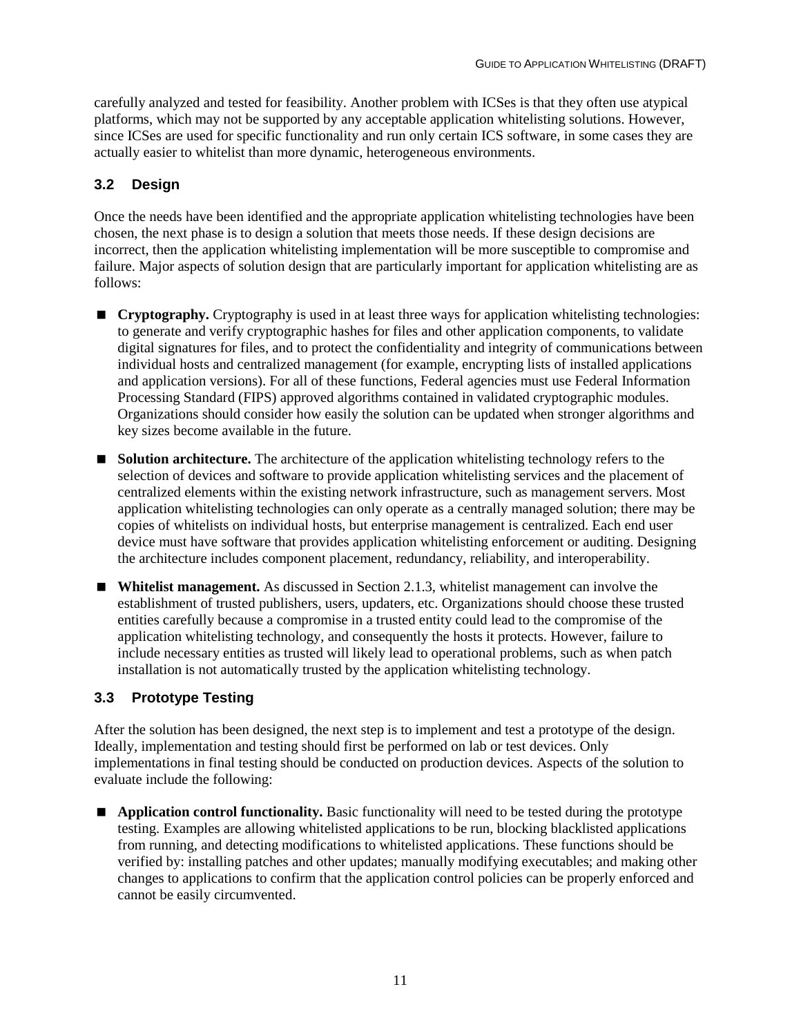carefully analyzed and tested for feasibility. Another problem with ICSes is that they often use atypical platforms, which may not be supported by any acceptable application whitelisting solutions. However, since ICSes are used for specific functionality and run only certain ICS software, in some cases they are actually easier to whitelist than more dynamic, heterogeneous environments.

## 3.2 Design

Once the needs have been identified and the appropriate application whitelisting technologies have been chosen, the next phase is to design a solution that meets those needs. If these design decisions are incorrect, then the application whitelisting implementation will be more susceptible to compromise and failure. Major aspects of solution design that are particularly important for application whitelisting are as follows:

- **Cryptography.** Cryptography is used in at least three ways for application whitelisting technologies: to generate and verify cryptographic hashes for files and other application components, to validate digital signatures for files, and to protect the confidentiality and integrity of communications between individual hosts and centralized management (for example, encrypting lists of installed applications and application versions). For all of these functions, Federal agencies must use Federal Information Processing Standard (FIPS) approved algorithms contained in validated cryptographic modules. Organizations should consider how easily the solution can be updated when stronger algorithms and key sizes become available in the future.
- **Solution architecture.** The architecture of the application whitelisting technology refers to the selection of devices and software to provide application whitelisting services and the placement of centralized elements within the existing network infrastructure, such as management servers. Most application whitelisting technologies can only operate as a centrally managed solution; there may be copies of whitelists on individual hosts, but enterprise management is centralized. Each end user device must have software that provides application whitelisting enforcement or auditing. Designing the architecture includes component placement, redundancy, reliability, and interoperability.
- **Whitelist management.** As discussed in Section 2.1.3, whitelist management can involve the establishment of trusted publishers, users, updaters, etc. Organizations should choose these trusted entities carefully because a compromise in a trusted entity could lead to the compromise of the application whitelisting technology, and consequently the hosts it protects. However, failure to include necessary entities as trusted will likely lead to operational problems, such as when patch installation is not automatically trusted by the application whitelisting technology.

## 3.3 Prototype Testing

After the solution has been designed, the next step is to implement and test a prototype of the design. Ideally, implementation and testing should first be performed on lab or test devices. Only implementations in final testing should be conducted on production devices. Aspects of the solution to evaluate include the following:

- **Application control functionality.** Basic functionality will need to be tested during the prototype testing. Examples are allowing whitelisted applications to be run, blocking blacklisted applications from running, and detecting modifications to whitelisted applications. These functions should be verified by: installing patches and other updates; manually modifying executables; and making other changes to applications to confirm that the application control policies can be properly enforced and cannot be easily circumvented.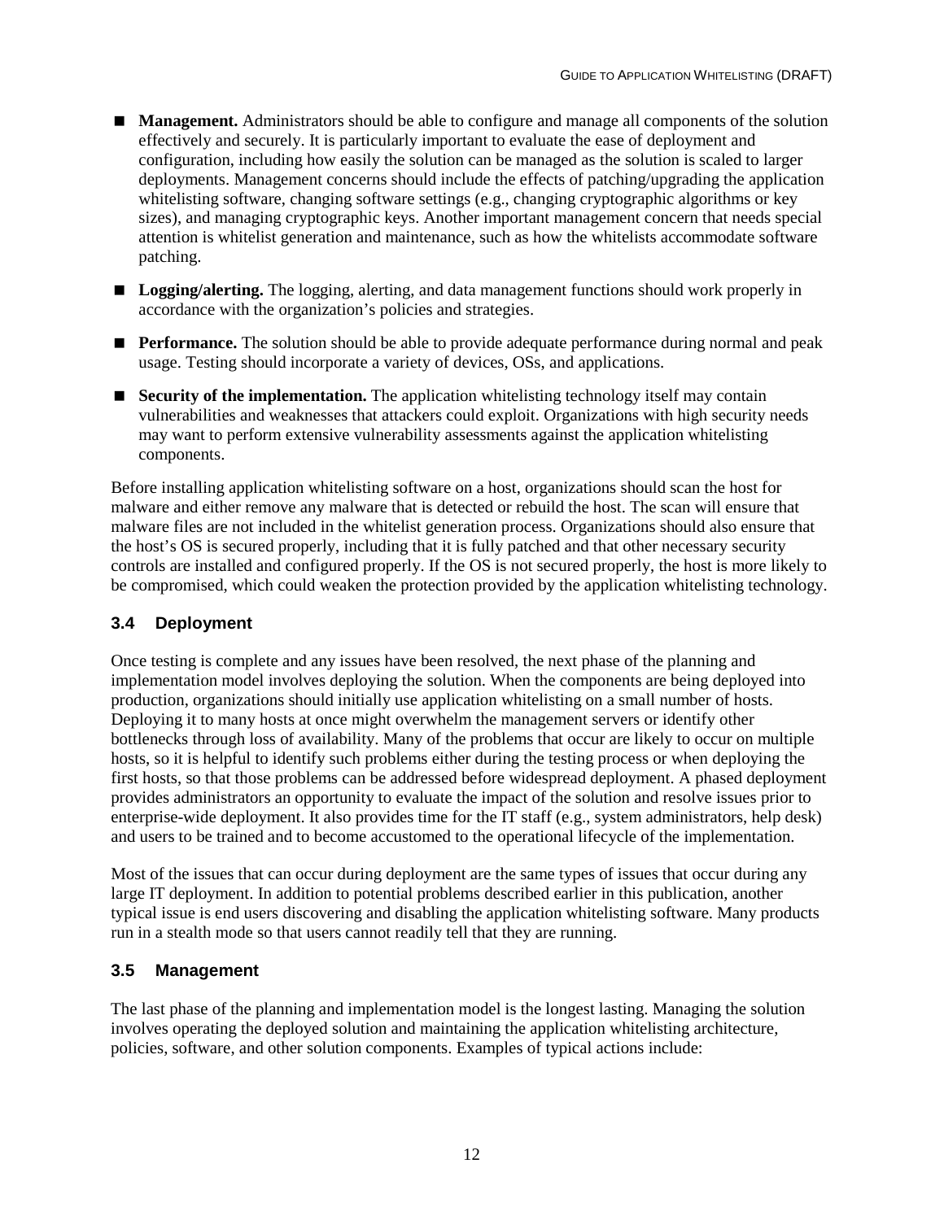- **Management.** Administrators should be able to configure and manage all components of the solution effectively and securely. It is particularly important to evaluate the ease of deployment and configuration, including how easily the solution can be managed as the solution is scaled to larger deployments. Management concerns should include the effects of patching/upgrading the application whitelisting software, changing software settings (e.g., changing cryptographic algorithms or key sizes), and managing cryptographic keys. Another important management concern that needs special attention is whitelist generation and maintenance, such as how the whitelists accommodate software patching.
- **Logging/alerting.** The logging, alerting, and data management functions should work properly in accordance with the organization's policies and strategies.
- **Performance.** The solution should be able to provide adequate performance during normal and peak usage. Testing should incorporate a variety of devices, OSs, and applications.
- **Security of the implementation.** The application whitelisting technology itself may contain vulnerabilities and weaknesses that attackers could exploit. Organizations with high security needs may want to perform extensive vulnerability assessments against the application whitelisting components.

Before installing application whitelisting software on a host, organizations should scan the host for malware and either remove any malware that is detected or rebuild the host. The scan will ensure that malware files are not included in the whitelist generation process. Organizations should also ensure that the host's OS is secured properly, including that it is fully patched and that other necessary security controls are installed and configured properly. If the OS is not secured properly, the host is more likely to be compromised, which could weaken the protection provided by the application whitelisting technology.

### 3.4 Deployment

Once testing is complete and any issues have been resolved, the next phase of the planning and implementation model involves deploying the solution. When the components are being deployed into production, organizations should initially use application whitelisting on a small number of hosts. Deploying it to many hosts at once might overwhelm the management servers or identify other bottlenecks through loss of availability. Many of the problems that occur are likely to occur on multiple hosts, so it is helpful to identify such problems either during the testing process or when deploying the first hosts, so that those problems can be addressed before widespread deployment. A phased deployment provides administrators an opportunity to evaluate the impact of the solution and resolve issues prior to enterprise-wide deployment. It also provides time for the IT staff (e.g., system administrators, help desk) and users to be trained and to become accustomed to the operational lifecycle of the implementation.

Most of the issues that can occur during deployment are the same types of issues that occur during any large IT deployment. In addition to potential problems described earlier in this publication, another typical issue is end users discovering and disabling the application whitelisting software. Many products run in a stealth mode so that users cannot readily tell that they are running.

### 3.5 Management

The last phase of the planning and implementation model is the longest lasting. Managing the solution involves operating the deployed solution and maintaining the application whitelisting architecture, policies, software, and other solution components. Examples of typical actions include: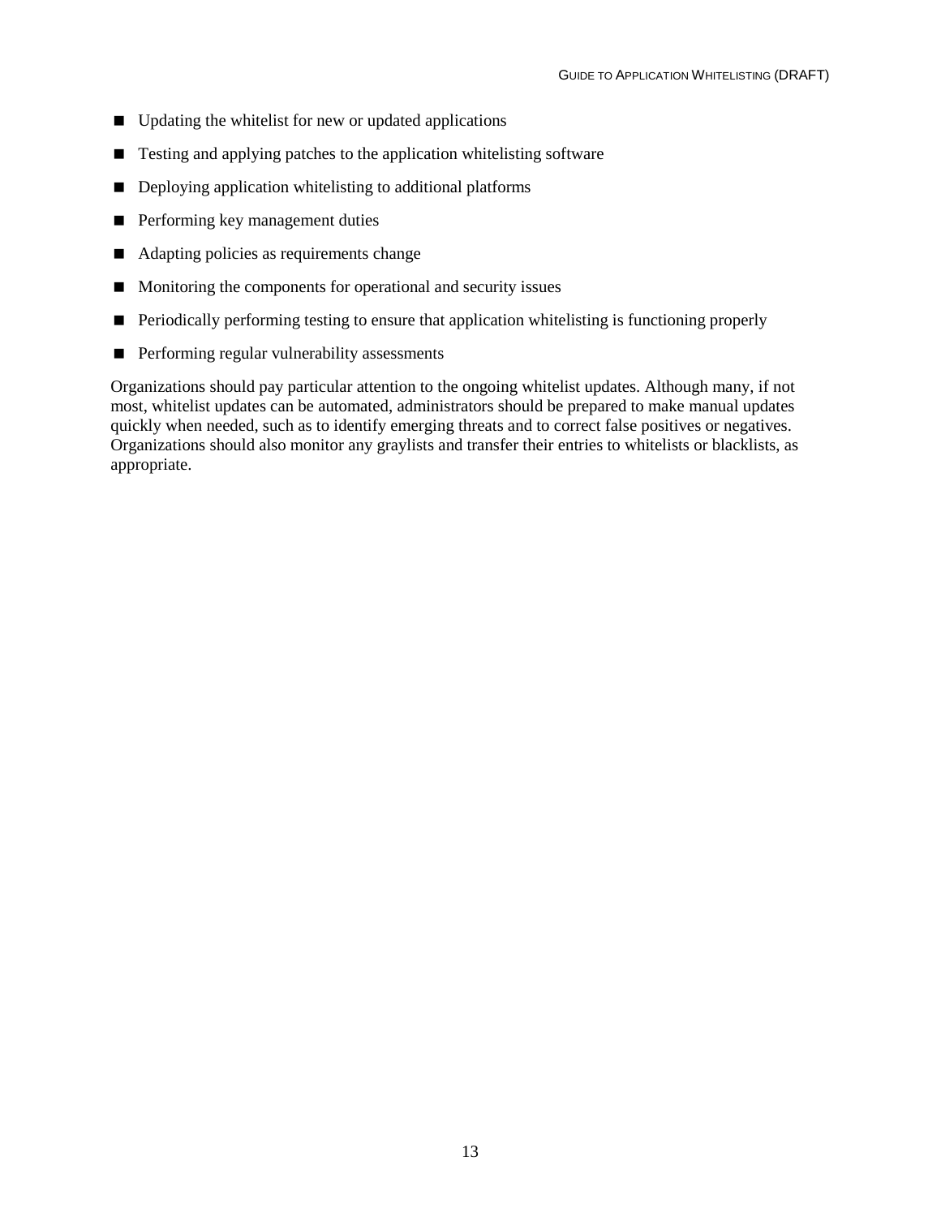- Updating the whitelist for new or updated applications
- Testing and applying patches to the application whitelisting software
- Deploying application whitelisting to additional platforms
- Performing key management duties
- Adapting policies as requirements change
- Monitoring the components for operational and security issues
- Periodically performing testing to ensure that application whitelisting is functioning properly
- Performing regular vulnerability assessments

Organizations should pay particular attention to the ongoing whitelist updates. Although many, if not most, whitelist updates can be automated, administrators should be prepared to make manual updates quickly when needed, such as to identify emerging threats and to correct false positives or negatives. Organizations should also monitor any graylists and transfer their entries to whitelists or blacklists, as appropriate.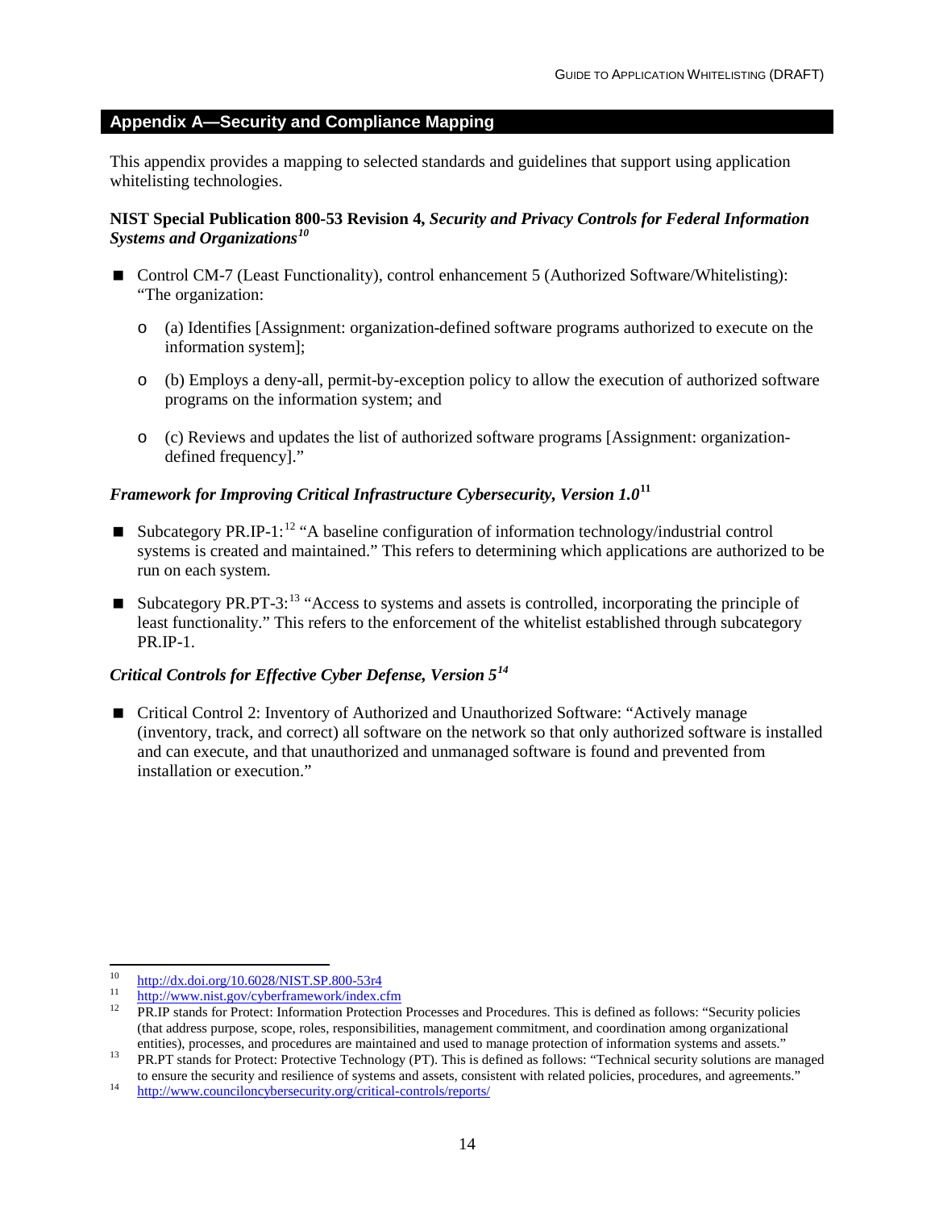## Appendix A—Security and Compliance Mapping

This appendix provides a mapping to selected standards and guidelines that support using application whitelisting technologies.

**NIST Special Publication 800-53 Revision 4, *Security and Privacy Controls for Federal Information Systems and Organizations*[10]**

- Control CM-7 (Least Functionality), control enhancement 5 (Authorized Software/Whitelisting): "The organization:
  - (a) Identifies [Assignment: organization-defined software programs authorized to execute on the information system];
  - (b) Employs a deny-all, permit-by-exception policy to allow the execution of authorized software programs on the information system; and
  - (c) Reviews and updates the list of authorized software programs [Assignment: organization-defined frequency]."

***Framework for Improving Critical Infrastructure Cybersecurity, Version 1.0*[11]**

- Subcategory PR.IP-1:[12] "A baseline configuration of information technology/industrial control systems is created and maintained." This refers to determining which applications are authorized to be run on each system.
- Subcategory PR.PT-3:[13] "Access to systems and assets is controlled, incorporating the principle of least functionality." This refers to the enforcement of the whitelist established through subcategory PR.IP-1.

***Critical Controls for Effective Cyber Defense, Version 5*[14]**

- Critical Control 2: Inventory of Authorized and Unauthorized Software: "Actively manage (inventory, track, and correct) all software on the network so that only authorized software is installed and can execute, and that unauthorized and unmanaged software is found and prevented from installation or execution."

---

[10] http://dx.doi.org/10.6028/NIST.SP.800-53r4

[11] http://www.nist.gov/cyberframework/index.cfm

[12] PR.IP stands for Protect: Information Protection Processes and Procedures. This is defined as follows: "Security policies (that address purpose, scope, roles, responsibilities, management commitment, and coordination among organizational entities), processes, and procedures are maintained and used to manage protection of information systems and assets."

[13] PR.PT stands for Protect: Protective Technology (PT). This is defined as follows: "Technical security solutions are managed to ensure the security and resilience of systems and assets, consistent with related policies, procedures, and agreements."

[14] http://www.counciloncybersecurity.org/critical-controls/reports/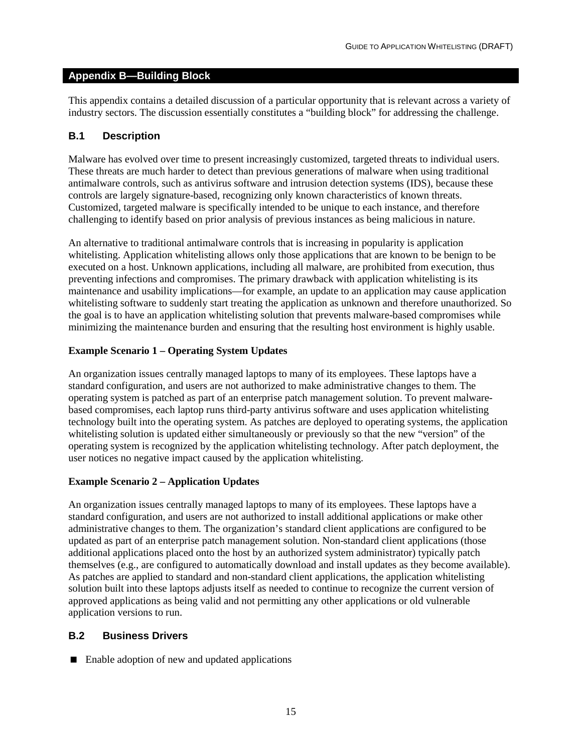## Appendix B—Building Block

This appendix contains a detailed discussion of a particular opportunity that is relevant across a variety of industry sectors. The discussion essentially constitutes a "building block" for addressing the challenge.

### B.1 Description

Malware has evolved over time to present increasingly customized, targeted threats to individual users. These threats are much harder to detect than previous generations of malware when using traditional antimalware controls, such as antivirus software and intrusion detection systems (IDS), because these controls are largely signature-based, recognizing only known characteristics of known threats. Customized, targeted malware is specifically intended to be unique to each instance, and therefore challenging to identify based on prior analysis of previous instances as being malicious in nature.

An alternative to traditional antimalware controls that is increasing in popularity is application whitelisting. Application whitelisting allows only those applications that are known to be benign to be executed on a host. Unknown applications, including all malware, are prohibited from execution, thus preventing infections and compromises. The primary drawback with application whitelisting is its maintenance and usability implications—for example, an update to an application may cause application whitelisting software to suddenly start treating the application as unknown and therefore unauthorized. So the goal is to have an application whitelisting solution that prevents malware-based compromises while minimizing the maintenance burden and ensuring that the resulting host environment is highly usable.

**Example Scenario 1 – Operating System Updates**

An organization issues centrally managed laptops to many of its employees. These laptops have a standard configuration, and users are not authorized to make administrative changes to them. The operating system is patched as part of an enterprise patch management solution. To prevent malware-based compromises, each laptop runs third-party antivirus software and uses application whitelisting technology built into the operating system. As patches are deployed to operating systems, the application whitelisting solution is updated either simultaneously or previously so that the new "version" of the operating system is recognized by the application whitelisting technology. After patch deployment, the user notices no negative impact caused by the application whitelisting.

**Example Scenario 2 – Application Updates**

An organization issues centrally managed laptops to many of its employees. These laptops have a standard configuration, and users are not authorized to install additional applications or make other administrative changes to them. The organization's standard client applications are configured to be updated as part of an enterprise patch management solution. Non-standard client applications (those additional applications placed onto the host by an authorized system administrator) typically patch themselves (e.g., are configured to automatically download and install updates as they become available). As patches are applied to standard and non-standard client applications, the application whitelisting solution built into these laptops adjusts itself as needed to continue to recognize the current version of approved applications as being valid and not permitting any other applications or old vulnerable application versions to run.

### B.2 Business Drivers

- Enable adoption of new and updated applications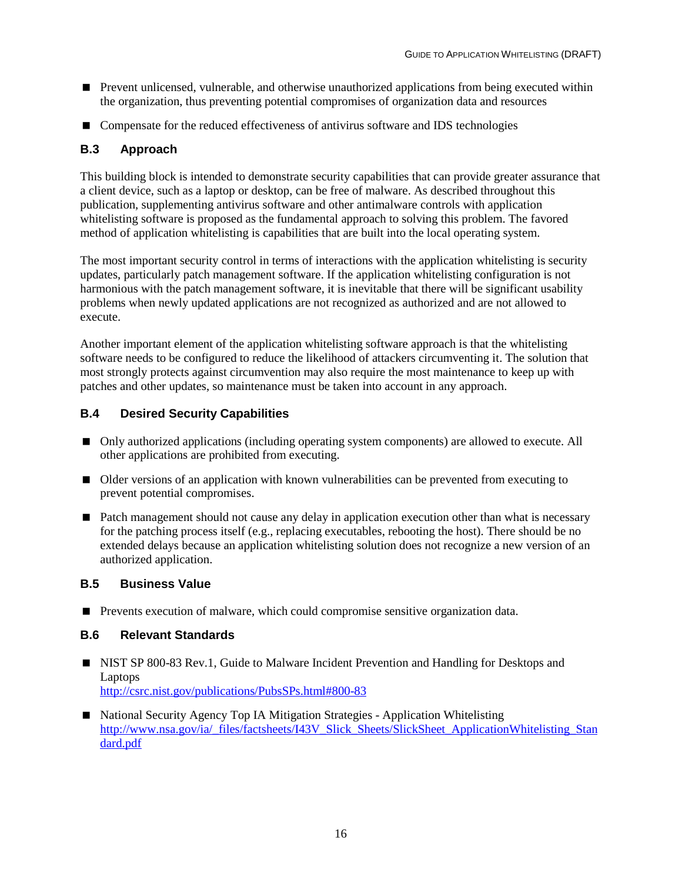- Prevent unlicensed, vulnerable, and otherwise unauthorized applications from being executed within the organization, thus preventing potential compromises of organization data and resources
- Compensate for the reduced effectiveness of antivirus software and IDS technologies

### B.3 Approach

This building block is intended to demonstrate security capabilities that can provide greater assurance that a client device, such as a laptop or desktop, can be free of malware. As described throughout this publication, supplementing antivirus software and other antimalware controls with application whitelisting software is proposed as the fundamental approach to solving this problem. The favored method of application whitelisting is capabilities that are built into the local operating system.

The most important security control in terms of interactions with the application whitelisting is security updates, particularly patch management software. If the application whitelisting configuration is not harmonious with the patch management software, it is inevitable that there will be significant usability problems when newly updated applications are not recognized as authorized and are not allowed to execute.

Another important element of the application whitelisting software approach is that the whitelisting software needs to be configured to reduce the likelihood of attackers circumventing it. The solution that most strongly protects against circumvention may also require the most maintenance to keep up with patches and other updates, so maintenance must be taken into account in any approach.

### B.4 Desired Security Capabilities

- Only authorized applications (including operating system components) are allowed to execute. All other applications are prohibited from executing.
- Older versions of an application with known vulnerabilities can be prevented from executing to prevent potential compromises.
- Patch management should not cause any delay in application execution other than what is necessary for the patching process itself (e.g., replacing executables, rebooting the host). There should be no extended delays because an application whitelisting solution does not recognize a new version of an authorized application.

### B.5 Business Value

- Prevents execution of malware, which could compromise sensitive organization data.

### B.6 Relevant Standards

- NIST SP 800-83 Rev.1, Guide to Malware Incident Prevention and Handling for Desktops and Laptops
  http://csrc.nist.gov/publications/PubsSPs.html#800-83
- National Security Agency Top IA Mitigation Strategies - Application Whitelisting
  http://www.nsa.gov/ia/_files/factsheets/I43V_Slick_Sheets/SlickSheet_ApplicationWhitelisting_Standard.pdf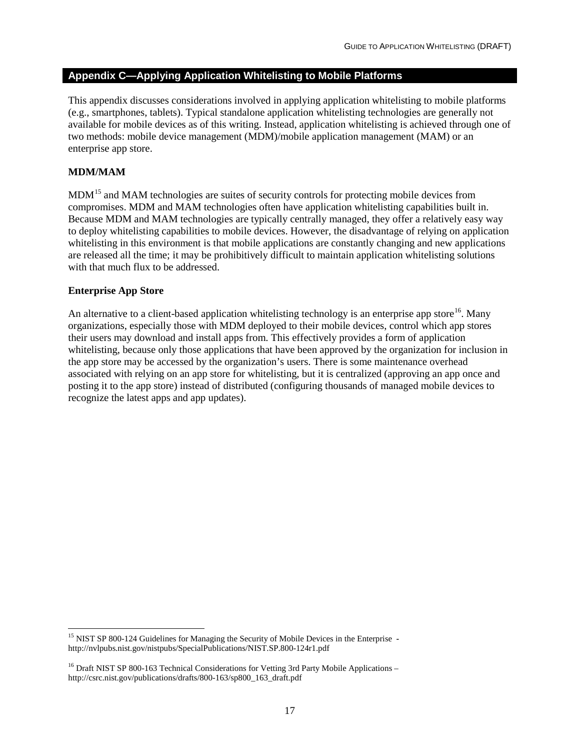## Appendix C—Applying Application Whitelisting to Mobile Platforms

This appendix discusses considerations involved in applying application whitelisting to mobile platforms (e.g., smartphones, tablets). Typical standalone application whitelisting technologies are generally not available for mobile devices as of this writing. Instead, application whitelisting is achieved through one of two methods: mobile device management (MDM)/mobile application management (MAM) or an enterprise app store.

### MDM/MAM

MDM[15] and MAM technologies are suites of security controls for protecting mobile devices from compromises. MDM and MAM technologies often have application whitelisting capabilities built in. Because MDM and MAM technologies are typically centrally managed, they offer a relatively easy way to deploy whitelisting capabilities to mobile devices. However, the disadvantage of relying on application whitelisting in this environment is that mobile applications are constantly changing and new applications are released all the time; it may be prohibitively difficult to maintain application whitelisting solutions with that much flux to be addressed.

### Enterprise App Store

An alternative to a client-based application whitelisting technology is an enterprise app store[16]. Many organizations, especially those with MDM deployed to their mobile devices, control which app stores their users may download and install apps from. This effectively provides a form of application whitelisting, because only those applications that have been approved by the organization for inclusion in the app store may be accessed by the organization's users. There is some maintenance overhead associated with relying on an app store for whitelisting, but it is centralized (approving an app once and posting it to the app store) instead of distributed (configuring thousands of managed mobile devices to recognize the latest apps and app updates).

---

[15] NIST SP 800-124 Guidelines for Managing the Security of Mobile Devices in the Enterprise - http://nvlpubs.nist.gov/nistpubs/SpecialPublications/NIST.SP.800-124r1.pdf

[16] Draft NIST SP 800-163 Technical Considerations for Vetting 3rd Party Mobile Applications – http://csrc.nist.gov/publications/drafts/800-163/sp800_163_draft.pdf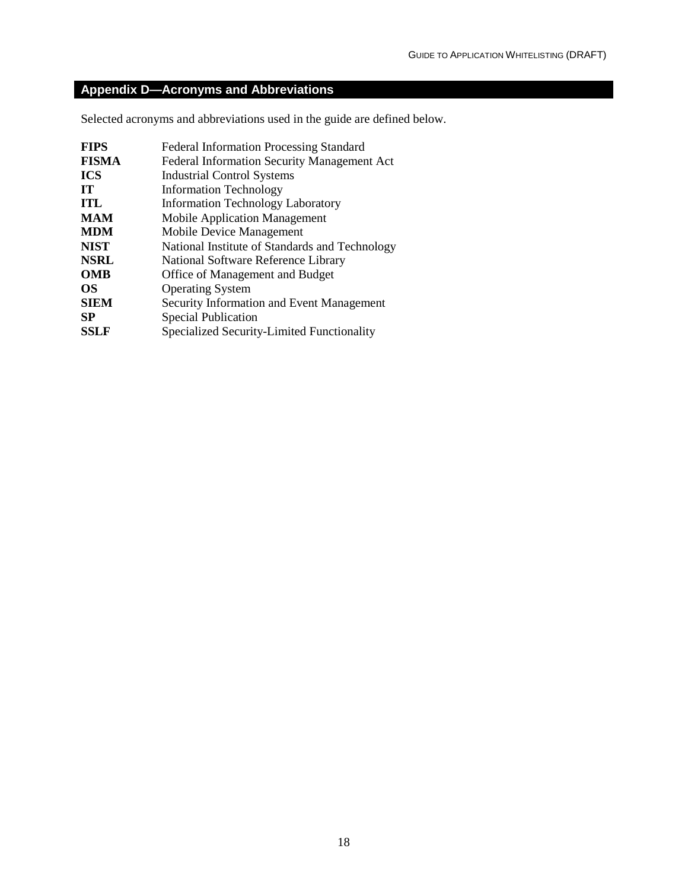## Appendix D—Acronyms and Abbreviations

Selected acronyms and abbreviations used in the guide are defined below.

| | |
|---|---|
| **FIPS** | Federal Information Processing Standard |
| **FISMA** | Federal Information Security Management Act |
| **ICS** | Industrial Control Systems |
| **IT** | Information Technology |
| **ITL** | Information Technology Laboratory |
| **MAM** | Mobile Application Management |
| **MDM** | Mobile Device Management |
| **NIST** | National Institute of Standards and Technology |
| **NSRL** | National Software Reference Library |
| **OMB** | Office of Management and Budget |
| **OS** | Operating System |
| **SIEM** | Security Information and Event Management |
| **SP** | Special Publication |
| **SSLF** | Specialized Security-Limited Functionality |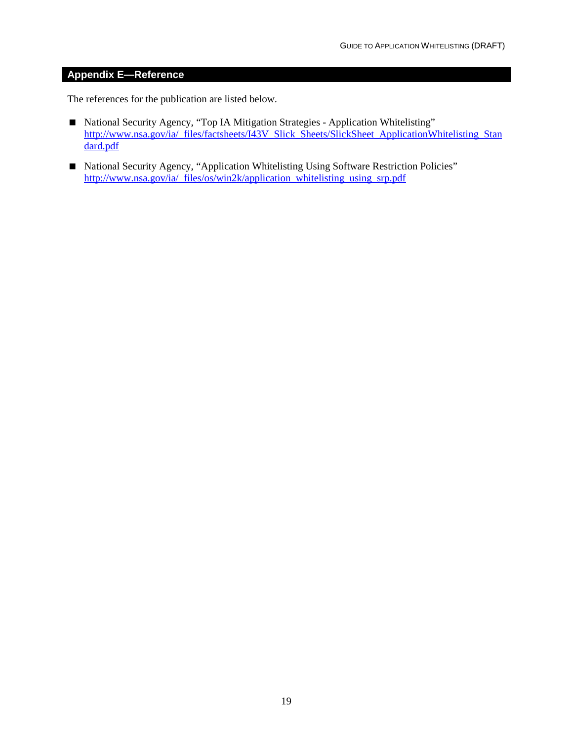## Appendix E—Reference

The references for the publication are listed below.

- National Security Agency, "Top IA Mitigation Strategies - Application Whitelisting" http://www.nsa.gov/ia/_files/factsheets/I43V_Slick_Sheets/SlickSheet_ApplicationWhitelisting_Standard.pdf
- National Security Agency, "Application Whitelisting Using Software Restriction Policies" http://www.nsa.gov/ia/_files/os/win2k/application_whitelisting_using_srp.pdf